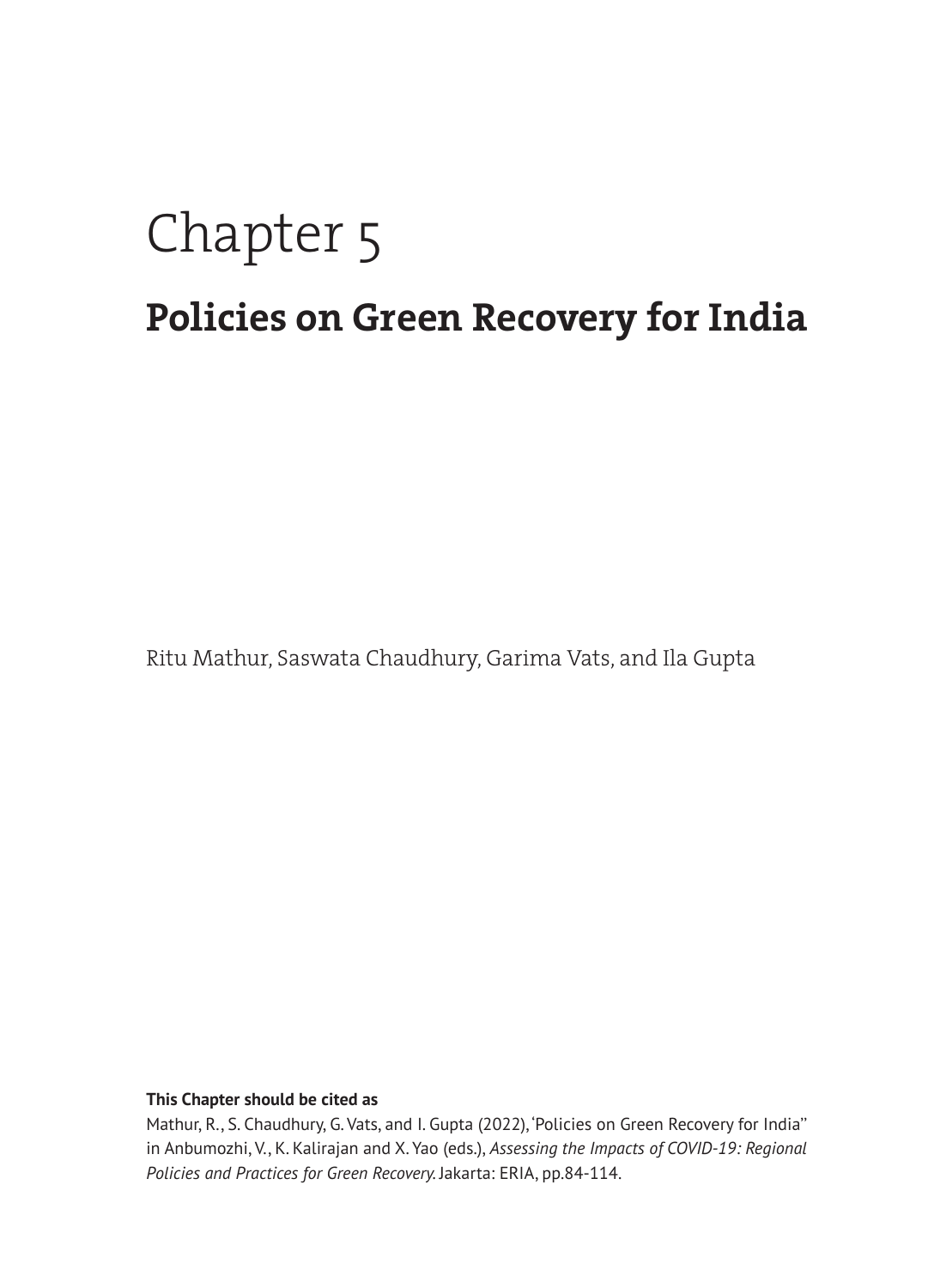# Chapter 5

## Policies on Green Recovery for India

Ritu Mathur, Saswata Chaudhury, Garima Vats, and Ila Gupta

**This Chapter should be cited as**

Mathur, R., S. Chaudhury, G. Vats, and I. Gupta (2022), 'Policies on Green Recovery for India'' in Anbumozhi, V., K. Kalirajan and X. Yao (eds.), *Assessing the Impacts of COVID-19: Regional Policies and Practices for Green Recovery.* Jakarta: ERIA, pp.84-114.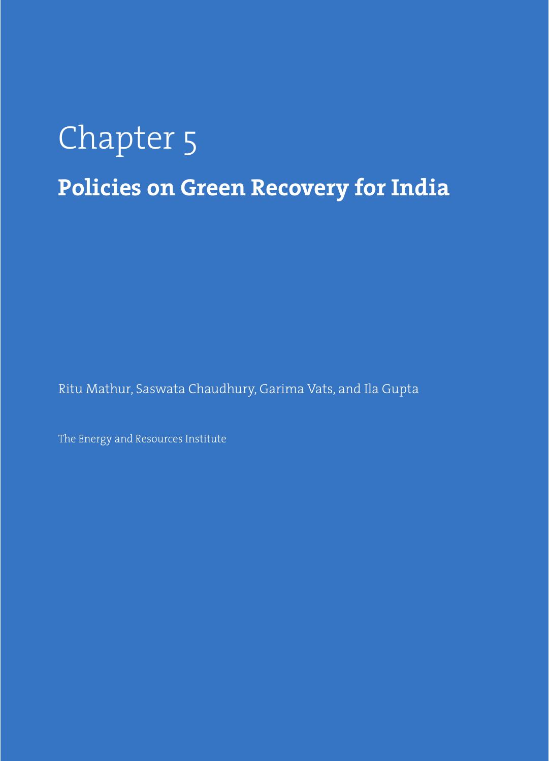# Chapter 5

## Policies on Green Recovery for India

Ritu Mathur, Saswata Chaudhury, Garima Vats, and Ila Gupta

The Energy and Resources Institute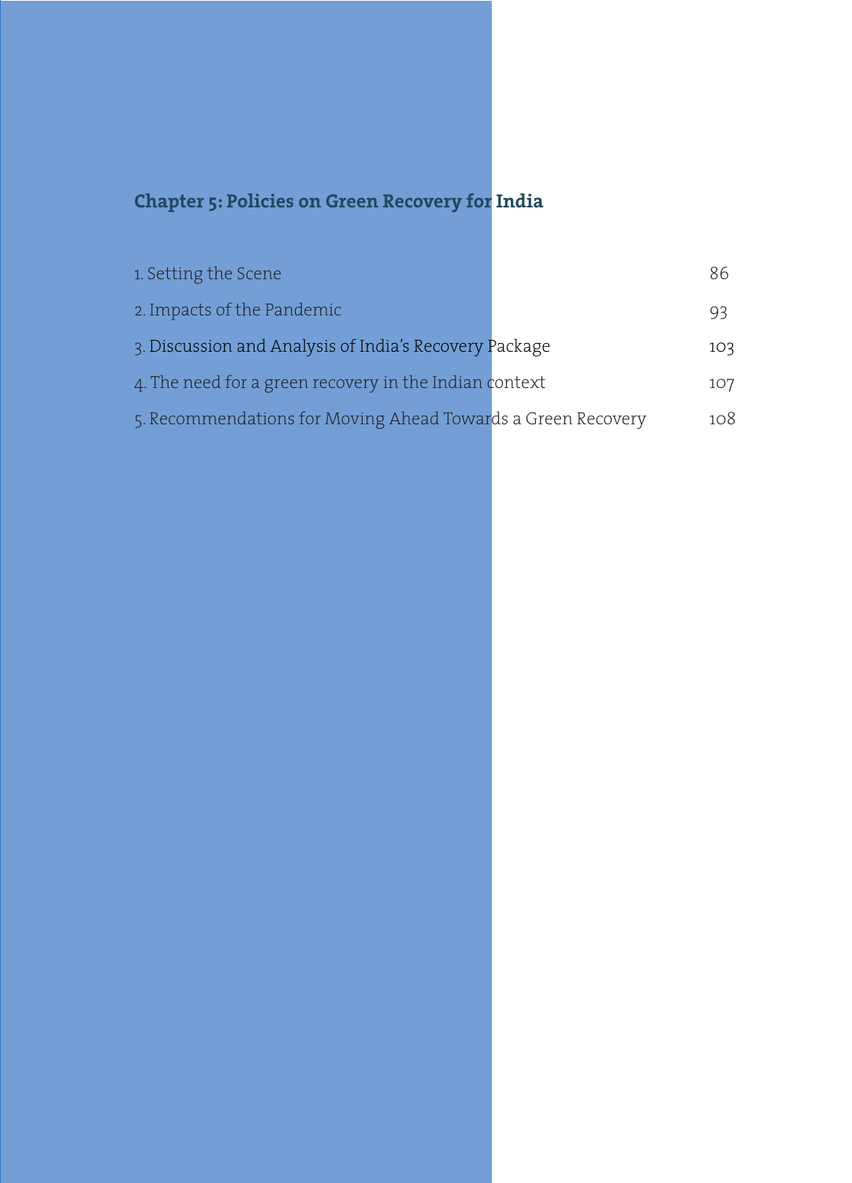## Chapter 5: Policies on Green Recovery for India

| | |
|---|---|
| 1. Setting the Scene | 86 |
| 2. Impacts of the Pandemic | 93 |
| 3. Discussion and Analysis of India's Recovery Package | 103 |
| 4. The need for a green recovery in the Indian context | 107 |
| 5. Recommendations for Moving Ahead Towards a Green Recovery | 108 |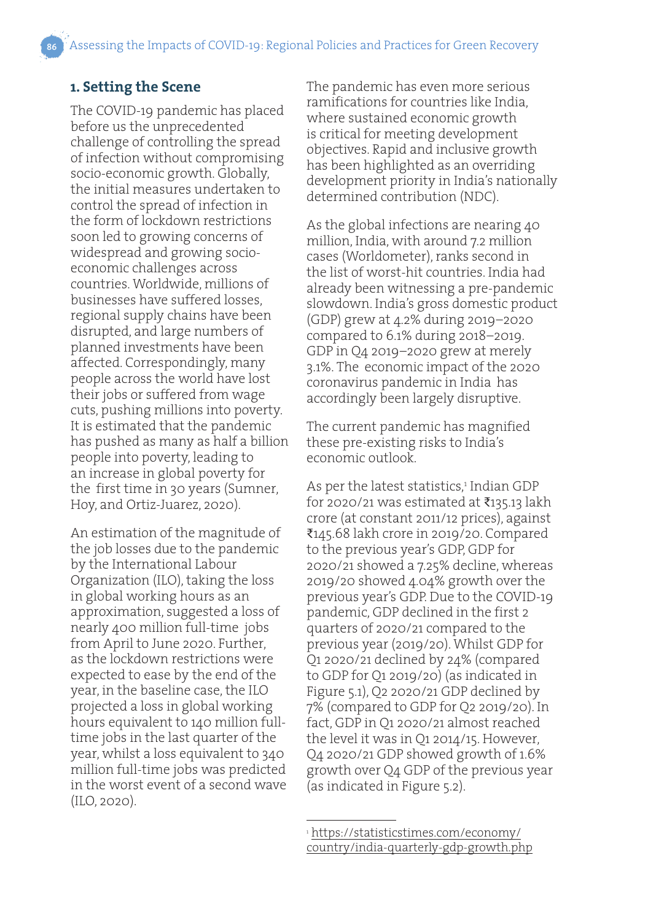## 1. Setting the Scene

The COVID-19 pandemic has placed before us the unprecedented challenge of controlling the spread of infection without compromising socio-economic growth. Globally, the initial measures undertaken to control the spread of infection in the form of lockdown restrictions soon led to growing concerns of widespread and growing socio-economic challenges across countries. Worldwide, millions of businesses have suffered losses, regional supply chains have been disrupted, and large numbers of planned investments have been affected. Correspondingly, many people across the world have lost their jobs or suffered from wage cuts, pushing millions into poverty. It is estimated that the pandemic has pushed as many as half a billion people into poverty, leading to an increase in global poverty for the first time in 30 years (Sumner, Hoy, and Ortiz-Juarez, 2020).

An estimation of the magnitude of the job losses due to the pandemic by the International Labour Organization (ILO), taking the loss in global working hours as an approximation, suggested a loss of nearly 400 million full-time jobs from April to June 2020. Further, as the lockdown restrictions were expected to ease by the end of the year, in the baseline case, the ILO projected a loss in global working hours equivalent to 140 million full-time jobs in the last quarter of the year, whilst a loss equivalent to 340 million full-time jobs was predicted in the worst event of a second wave (ILO, 2020).

The pandemic has even more serious ramifications for countries like India, where sustained economic growth is critical for meeting development objectives. Rapid and inclusive growth has been highlighted as an overriding development priority in India's nationally determined contribution (NDC).

As the global infections are nearing 40 million, India, with around 7.2 million cases (Worldometer), ranks second in the list of worst-hit countries. India had already been witnessing a pre-pandemic slowdown. India's gross domestic product (GDP) grew at 4.2% during 2019–2020 compared to 6.1% during 2018–2019. GDP in Q4 2019–2020 grew at merely 3.1%. The economic impact of the 2020 coronavirus pandemic in India has accordingly been largely disruptive.

The current pandemic has magnified these pre-existing risks to India's economic outlook.

As per the latest statistics,[1] Indian GDP for 2020/21 was estimated at ₹135.13 lakh crore (at constant 2011/12 prices), against ₹145.68 lakh crore in 2019/20. Compared to the previous year's GDP, GDP for 2020/21 showed a 7.25% decline, whereas 2019/20 showed 4.04% growth over the previous year's GDP. Due to the COVID-19 pandemic, GDP declined in the first 2 quarters of 2020/21 compared to the previous year (2019/20). Whilst GDP for Q1 2020/21 declined by 24% (compared to GDP for Q1 2019/20) (as indicated in Figure 5.1), Q2 2020/21 GDP declined by 7% (compared to GDP for Q2 2019/20). In fact, GDP in Q1 2020/21 almost reached the level it was in Q1 2014/15. However, Q4 2020/21 GDP showed growth of 1.6% growth over Q4 GDP of the previous year (as indicated in Figure 5.2).

---

[1] https://statisticstimes.com/economy/country/india-quarterly-gdp-growth.php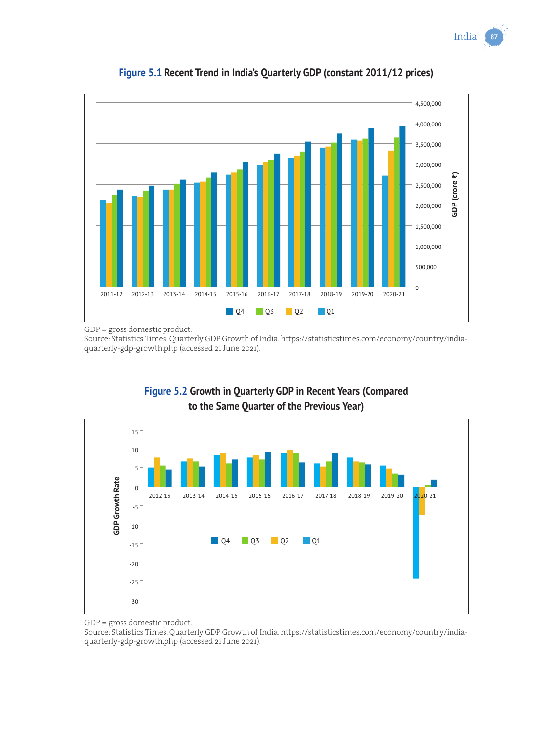**Figure 5.1** Recent Trend in India's Quarterly GDP (constant 2011/12 prices)

GDP = gross domestic product.
Source: Statistics Times. Quarterly GDP Growth of India. https://statisticstimes.com/economy/country/india-quarterly-gdp-growth.php (accessed 21 June 2021).

**Figure 5.2** Growth in Quarterly GDP in Recent Years (Compared to the Same Quarter of the Previous Year)

GDP = gross domestic product.
Source: Statistics Times. Quarterly GDP Growth of India. https://statisticstimes.com/economy/country/india-quarterly-gdp-growth.php (accessed 21 June 2021).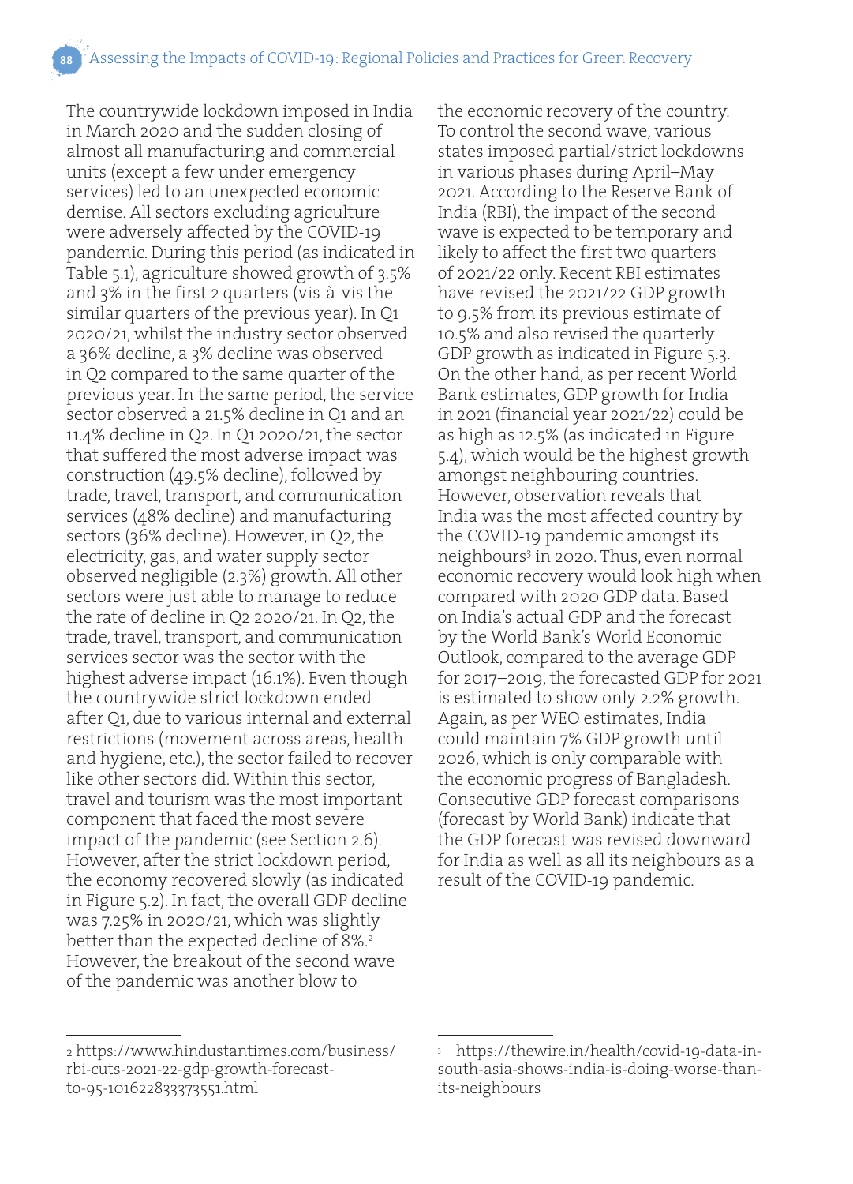The countrywide lockdown imposed in India in March 2020 and the sudden closing of almost all manufacturing and commercial units (except a few under emergency services) led to an unexpected economic demise. All sectors excluding agriculture were adversely affected by the COVID-19 pandemic. During this period (as indicated in Table 5.1), agriculture showed growth of 3.5% and 3% in the first 2 quarters (vis-à-vis the similar quarters of the previous year). In Q1 2020/21, whilst the industry sector observed a 36% decline, a 3% decline was observed in Q2 compared to the same quarter of the previous year. In the same period, the service sector observed a 21.5% decline in Q1 and an 11.4% decline in Q2. In Q1 2020/21, the sector that suffered the most adverse impact was construction (49.5% decline), followed by trade, travel, transport, and communication services (48% decline) and manufacturing sectors (36% decline). However, in Q2, the electricity, gas, and water supply sector observed negligible (2.3%) growth. All other sectors were just able to manage to reduce the rate of decline in Q2 2020/21. In Q2, the trade, travel, transport, and communication services sector was the sector with the highest adverse impact (16.1%). Even though the countrywide strict lockdown ended after Q1, due to various internal and external restrictions (movement across areas, health and hygiene, etc.), the sector failed to recover like other sectors did. Within this sector, travel and tourism was the most important component that faced the most severe impact of the pandemic (see Section 2.6). However, after the strict lockdown period, the economy recovered slowly (as indicated in Figure 5.2). In fact, the overall GDP decline was 7.25% in 2020/21, which was slightly better than the expected decline of 8%.[2] However, the breakout of the second wave of the pandemic was another blow to the economic recovery of the country. To control the second wave, various states imposed partial/strict lockdowns in various phases during April–May 2021. According to the Reserve Bank of India (RBI), the impact of the second wave is expected to be temporary and likely to affect the first two quarters of 2021/22 only. Recent RBI estimates have revised the 2021/22 GDP growth to 9.5% from its previous estimate of 10.5% and also revised the quarterly GDP growth as indicated in Figure 5.3. On the other hand, as per recent World Bank estimates, GDP growth for India in 2021 (financial year 2021/22) could be as high as 12.5% (as indicated in Figure 5.4), which would be the highest growth amongst neighbouring countries. However, observation reveals that India was the most affected country by the COVID-19 pandemic amongst its neighbours[3] in 2020. Thus, even normal economic recovery would look high when compared with 2020 GDP data. Based on India's actual GDP and the forecast by the World Bank's World Economic Outlook, compared to the average GDP for 2017–2019, the forecasted GDP for 2021 is estimated to show only 2.2% growth. Again, as per WEO estimates, India could maintain 7% GDP growth until 2026, which is only comparable with the economic progress of Bangladesh. Consecutive GDP forecast comparisons (forecast by World Bank) indicate that the GDP forecast was revised downward for India as well as all its neighbours as a result of the COVID-19 pandemic.

---

[2] https://www.hindustantimes.com/business/rbi-cuts-2021-22-gdp-growth-forecast-to-95-101622833373551.html

[3] https://thewire.in/health/covid-19-data-in-south-asia-shows-india-is-doing-worse-than-its-neighbours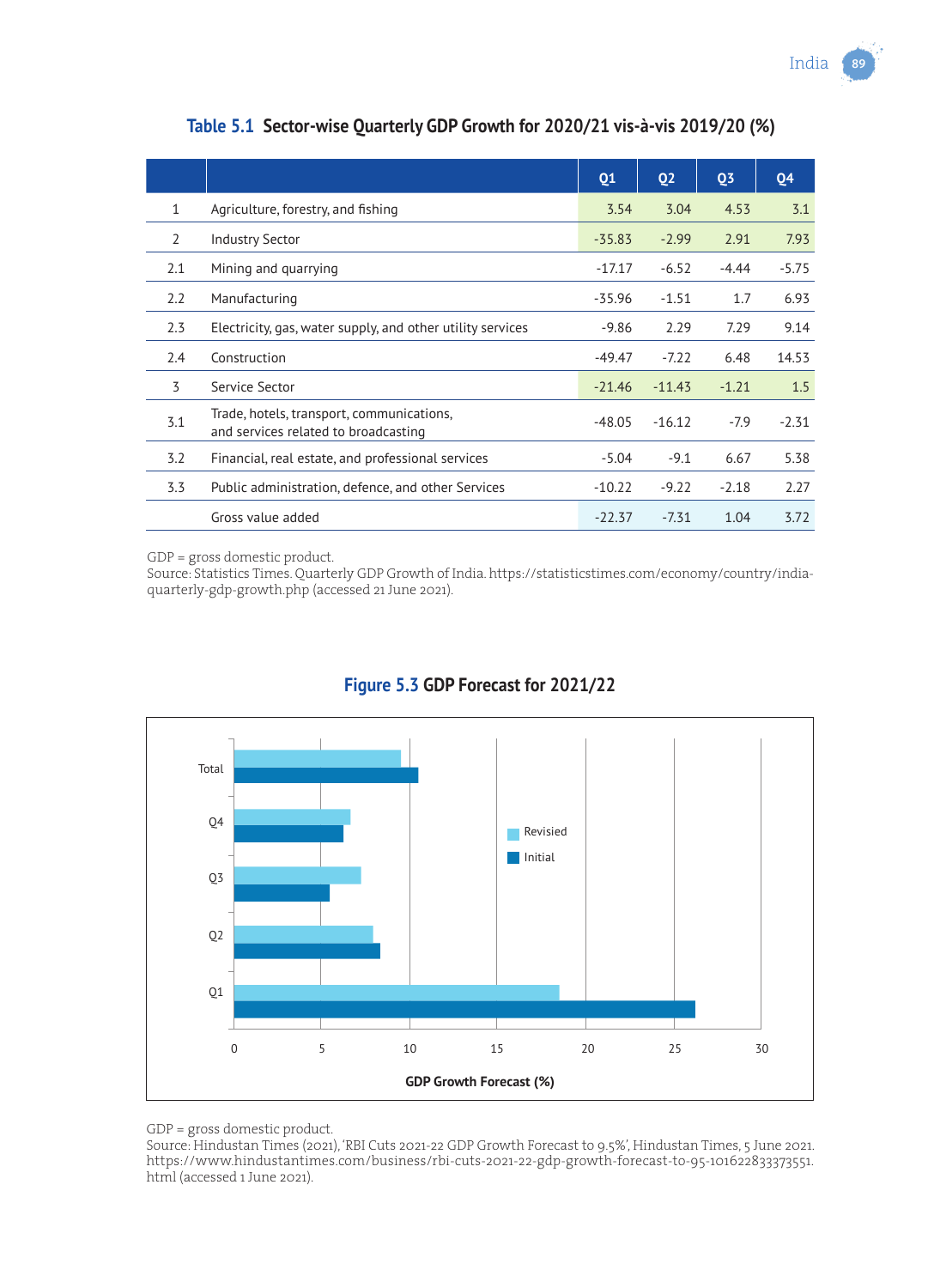**Table 5.1 Sector-wise Quarterly GDP Growth for 2020/21 vis-à-vis 2019/20 (%)**

| | | Q1 | Q2 | Q3 | Q4 |
|---|---|---|---|---|---|
| 1 | Agriculture, forestry, and fishing | 3.54 | 3.04 | 4.53 | 3.1 |
| 2 | Industry Sector | -35.83 | -2.99 | 2.91 | 7.93 |
| 2.1 | Mining and quarrying | -17.17 | -6.52 | -4.44 | -5.75 |
| 2.2 | Manufacturing | -35.96 | -1.51 | 1.7 | 6.93 |
| 2.3 | Electricity, gas, water supply, and other utility services | -9.86 | 2.29 | 7.29 | 9.14 |
| 2.4 | Construction | -49.47 | -7.22 | 6.48 | 14.53 |
| 3 | Service Sector | -21.46 | -11.43 | -1.21 | 1.5 |
| 3.1 | Trade, hotels, transport, communications, and services related to broadcasting | -48.05 | -16.12 | -7.9 | -2.31 |
| 3.2 | Financial, real estate, and professional services | -5.04 | -9.1 | 6.67 | 5.38 |
| 3.3 | Public administration, defence, and other Services | -10.22 | -9.22 | -2.18 | 2.27 |
| | Gross value added | -22.37 | -7.31 | 1.04 | 3.72 |

GDP = gross domestic product.
Source: Statistics Times. Quarterly GDP Growth of India. https://statisticstimes.com/economy/country/india-quarterly-gdp-growth.php (accessed 21 June 2021).

**Figure 5.3 GDP Forecast for 2021/22**

GDP = gross domestic product.
Source: Hindustan Times (2021), 'RBI Cuts 2021-22 GDP Growth Forecast to 9.5%', Hindustan Times, 5 June 2021. https://www.hindustantimes.com/business/rbi-cuts-2021-22-gdp-growth-forecast-to-95-101622833373551.html (accessed 1 June 2021).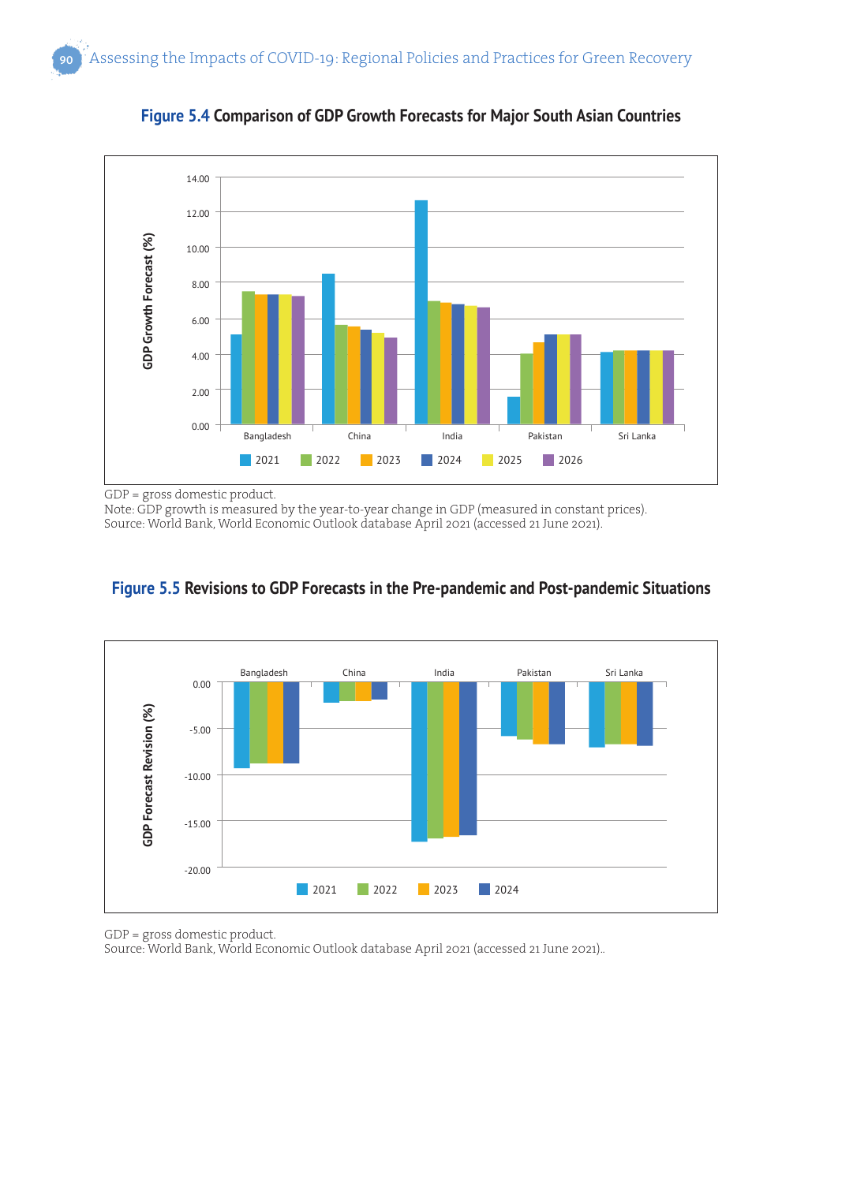**Figure 5.4 Comparison of GDP Growth Forecasts for Major South Asian Countries**

GDP = gross domestic product.
Note: GDP growth is measured by the year-to-year change in GDP (measured in constant prices).
Source: World Bank, World Economic Outlook database April 2021 (accessed 21 June 2021).

**Figure 5.5 Revisions to GDP Forecasts in the Pre-pandemic and Post-pandemic Situations**

GDP = gross domestic product.
Source: World Bank, World Economic Outlook database April 2021 (accessed 21 June 2021)..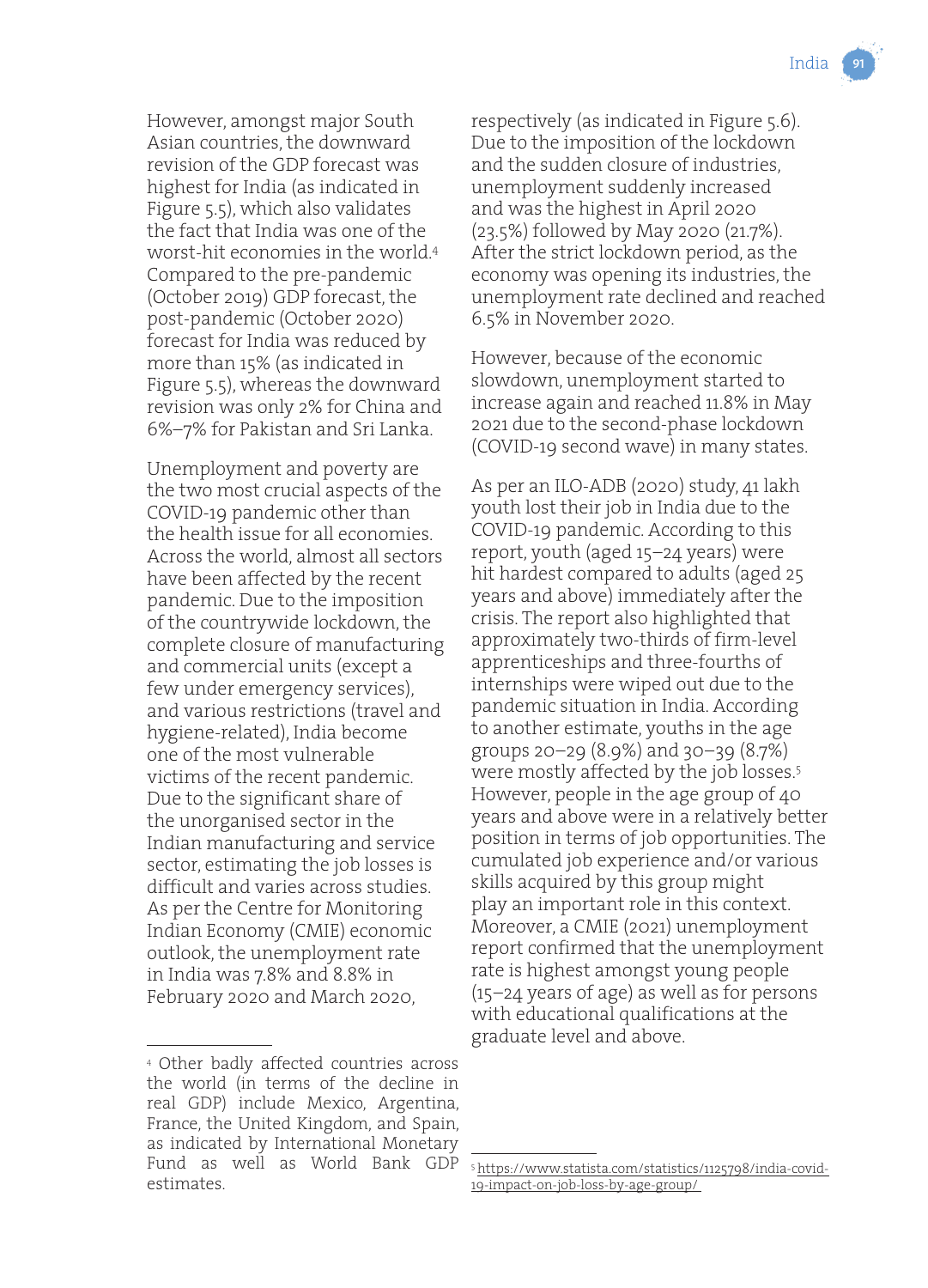However, amongst major South Asian countries, the downward revision of the GDP forecast was highest for India (as indicated in Figure 5.5), which also validates the fact that India was one of the worst-hit economies in the world.[4] Compared to the pre-pandemic (October 2019) GDP forecast, the post-pandemic (October 2020) forecast for India was reduced by more than 15% (as indicated in Figure 5.5), whereas the downward revision was only 2% for China and 6%–7% for Pakistan and Sri Lanka.

Unemployment and poverty are the two most crucial aspects of the COVID-19 pandemic other than the health issue for all economies. Across the world, almost all sectors have been affected by the recent pandemic. Due to the imposition of the countrywide lockdown, the complete closure of manufacturing and commercial units (except a few under emergency services), and various restrictions (travel and hygiene-related), India become one of the most vulnerable victims of the recent pandemic. Due to the significant share of the unorganised sector in the Indian manufacturing and service sector, estimating the job losses is difficult and varies across studies. As per the Centre for Monitoring Indian Economy (CMIE) economic outlook, the unemployment rate in India was 7.8% and 8.8% in February 2020 and March 2020, respectively (as indicated in Figure 5.6). Due to the imposition of the lockdown and the sudden closure of industries, unemployment suddenly increased and was the highest in April 2020 (23.5%) followed by May 2020 (21.7%). After the strict lockdown period, as the economy was opening its industries, the unemployment rate declined and reached 6.5% in November 2020.

However, because of the economic slowdown, unemployment started to increase again and reached 11.8% in May 2021 due to the second-phase lockdown (COVID-19 second wave) in many states.

As per an ILO-ADB (2020) study, 41 lakh youth lost their job in India due to the COVID-19 pandemic. According to this report, youth (aged 15–24 years) were hit hardest compared to adults (aged 25 years and above) immediately after the crisis. The report also highlighted that approximately two-thirds of firm-level apprenticeships and three-fourths of internships were wiped out due to the pandemic situation in India. According to another estimate, youths in the age groups 20–29 (8.9%) and 30–39 (8.7%) were mostly affected by the job losses.[5] However, people in the age group of 40 years and above were in a relatively better position in terms of job opportunities. The cumulated job experience and/or various skills acquired by this group might play an important role in this context. Moreover, a CMIE (2021) unemployment report confirmed that the unemployment rate is highest amongst young people (15–24 years of age) as well as for persons with educational qualifications at the graduate level and above.

---

[4] Other badly affected countries across the world (in terms of the decline in real GDP) include Mexico, Argentina, France, the United Kingdom, and Spain, as indicated by International Monetary Fund as well as World Bank GDP estimates.

[5] https://www.statista.com/statistics/1125798/india-covid-19-impact-on-job-loss-by-age-group/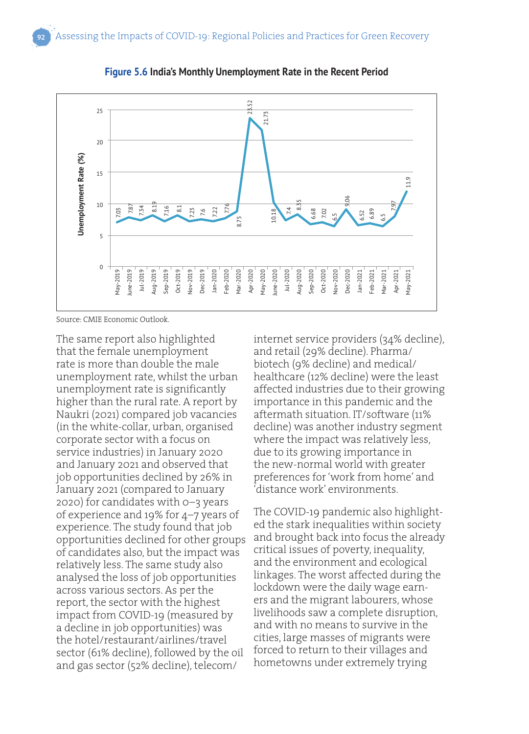**Figure 5.6** India's Monthly Unemployment Rate in the Recent Period

| Month | Unemployment Rate (%) |
|---|---|
| May-2019 | 7.03 |
| June-2019 | 7.87 |
| Jul-2019 | 7.34 |
| Aug-2019 | 8.19 |
| Sep-2019 | 7.16 |
| Oct-2019 | 8.1 |
| Nov-2019 | 7.23 |
| Dec-2019 | 7.6 |
| Jan-2020 | 7.22 |
| Feb-2020 | 7.76 |
| Mar-2020 | 8.75 |
| Apr-2020 | 23.52 |
| May-2020 | 21.73 |
| June-2020 | 10.18 |
| Jul-2020 | 7.4 |
| Aug-2020 | 8.35 |
| Sep-2020 | 6.68 |
| Oct-2020 | 7.02 |
| Nov-2020 | 6.5 |
| Dec-2020 | 9.06 |
| Jan-2021 | 6.52 |
| Feb-2021 | 6.89 |
| Mar-2021 | 6.5 |
| Apr-2021 | 7.97 |
| May-2021 | 11.9 |

Source: CMIE Economic Outlook.

The same report also highlighted that the female unemployment rate is more than double the male unemployment rate, whilst the urban unemployment rate is significantly higher than the rural rate. A report by Naukri (2021) compared job vacancies (in the white-collar, urban, organised corporate sector with a focus on service industries) in January 2020 and January 2021 and observed that job opportunities declined by 26% in January 2021 (compared to January 2020) for candidates with 0–3 years of experience and 19% for 4–7 years of experience. The study found that job opportunities declined for other groups of candidates also, but the impact was relatively less. The same study also analysed the loss of job opportunities across various sectors. As per the report, the sector with the highest impact from COVID-19 (measured by a decline in job opportunities) was the hotel/restaurant/airlines/travel sector (61% decline), followed by the oil and gas sector (52% decline), telecom/internet service providers (34% decline), and retail (29% decline). Pharma/biotech (9% decline) and medical/healthcare (12% decline) were the least affected industries due to their growing importance in this pandemic and the aftermath situation. IT/software (11% decline) was another industry segment where the impact was relatively less, due to its growing importance in the new-normal world with greater preferences for 'work from home' and 'distance work' environments.

The COVID-19 pandemic also highlighted the stark inequalities within society and brought back into focus the already critical issues of poverty, inequality, and the environment and ecological linkages. The worst affected during the lockdown were the daily wage earners and the migrant labourers, whose livelihoods saw a complete disruption, and with no means to survive in the cities, large masses of migrants were forced to return to their villages and hometowns under extremely trying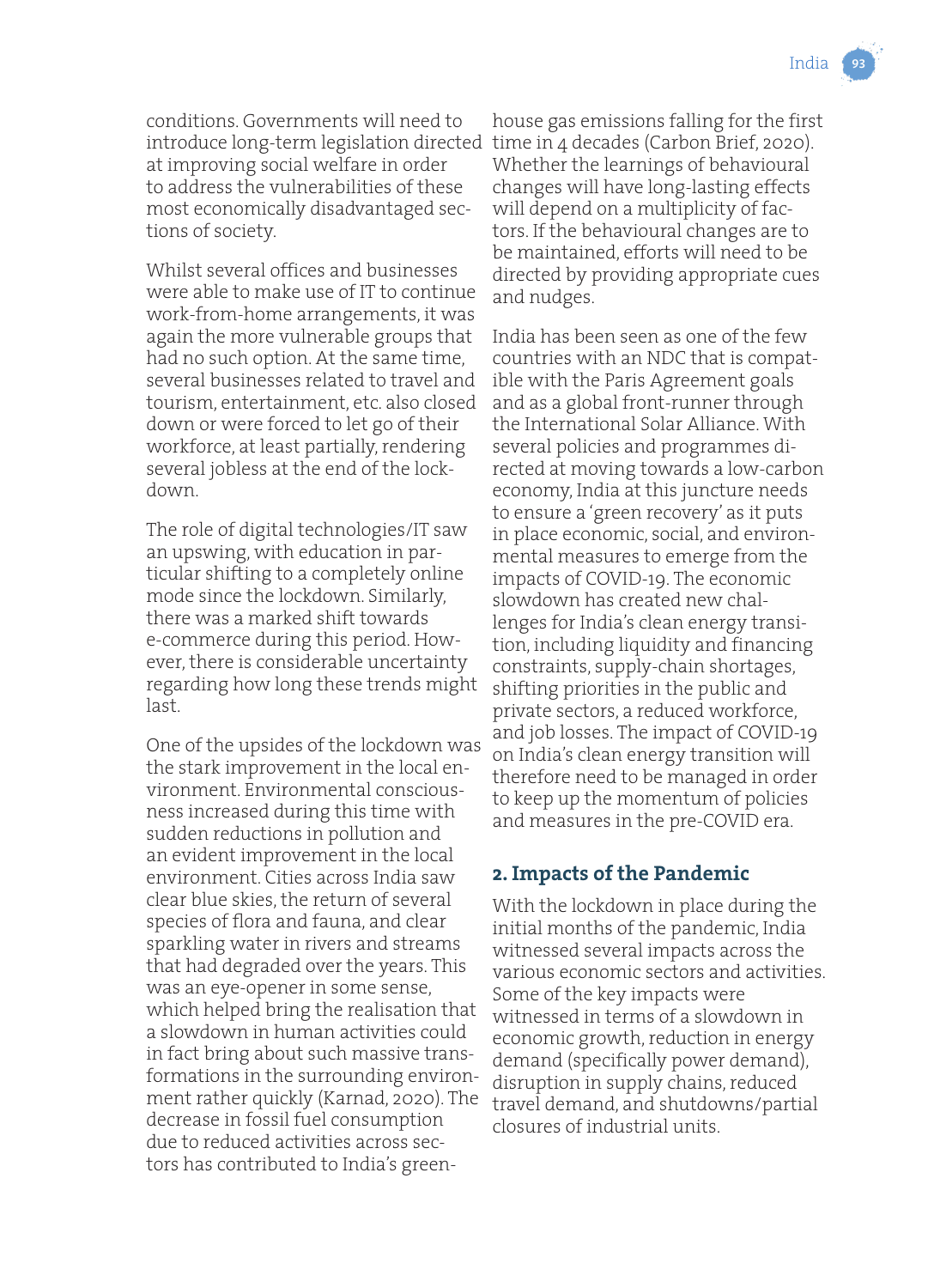conditions. Governments will need to introduce long-term legislation directed at improving social welfare in order to address the vulnerabilities of these most economically disadvantaged sections of society.

Whilst several offices and businesses were able to make use of IT to continue work-from-home arrangements, it was again the more vulnerable groups that had no such option. At the same time, several businesses related to travel and tourism, entertainment, etc. also closed down or were forced to let go of their workforce, at least partially, rendering several jobless at the end of the lockdown.

The role of digital technologies/IT saw an upswing, with education in particular shifting to a completely online mode since the lockdown. Similarly, there was a marked shift towards e-commerce during this period. However, there is considerable uncertainty regarding how long these trends might last.

One of the upsides of the lockdown was the stark improvement in the local environment. Environmental consciousness increased during this time with sudden reductions in pollution and an evident improvement in the local environment. Cities across India saw clear blue skies, the return of several species of flora and fauna, and clear sparkling water in rivers and streams that had degraded over the years. This was an eye-opener in some sense, which helped bring the realisation that a slowdown in human activities could in fact bring about such massive transformations in the surrounding environment rather quickly (Karnad, 2020). The decrease in fossil fuel consumption due to reduced activities across sectors has contributed to India's greenhouse gas emissions falling for the first time in 4 decades (Carbon Brief, 2020). Whether the learnings of behavioural changes will have long-lasting effects will depend on a multiplicity of factors. If the behavioural changes are to be maintained, efforts will need to be directed by providing appropriate cues and nudges.

India has been seen as one of the few countries with an NDC that is compatible with the Paris Agreement goals and as a global front-runner through the International Solar Alliance. With several policies and programmes directed at moving towards a low-carbon economy, India at this juncture needs to ensure a 'green recovery' as it puts in place economic, social, and environmental measures to emerge from the impacts of COVID-19. The economic slowdown has created new challenges for India's clean energy transition, including liquidity and financing constraints, supply-chain shortages, shifting priorities in the public and private sectors, a reduced workforce, and job losses. The impact of COVID-19 on India's clean energy transition will therefore need to be managed in order to keep up the momentum of policies and measures in the pre-COVID era.

## 2. Impacts of the Pandemic

With the lockdown in place during the initial months of the pandemic, India witnessed several impacts across the various economic sectors and activities. Some of the key impacts were witnessed in terms of a slowdown in economic growth, reduction in energy demand (specifically power demand), disruption in supply chains, reduced travel demand, and shutdowns/partial closures of industrial units.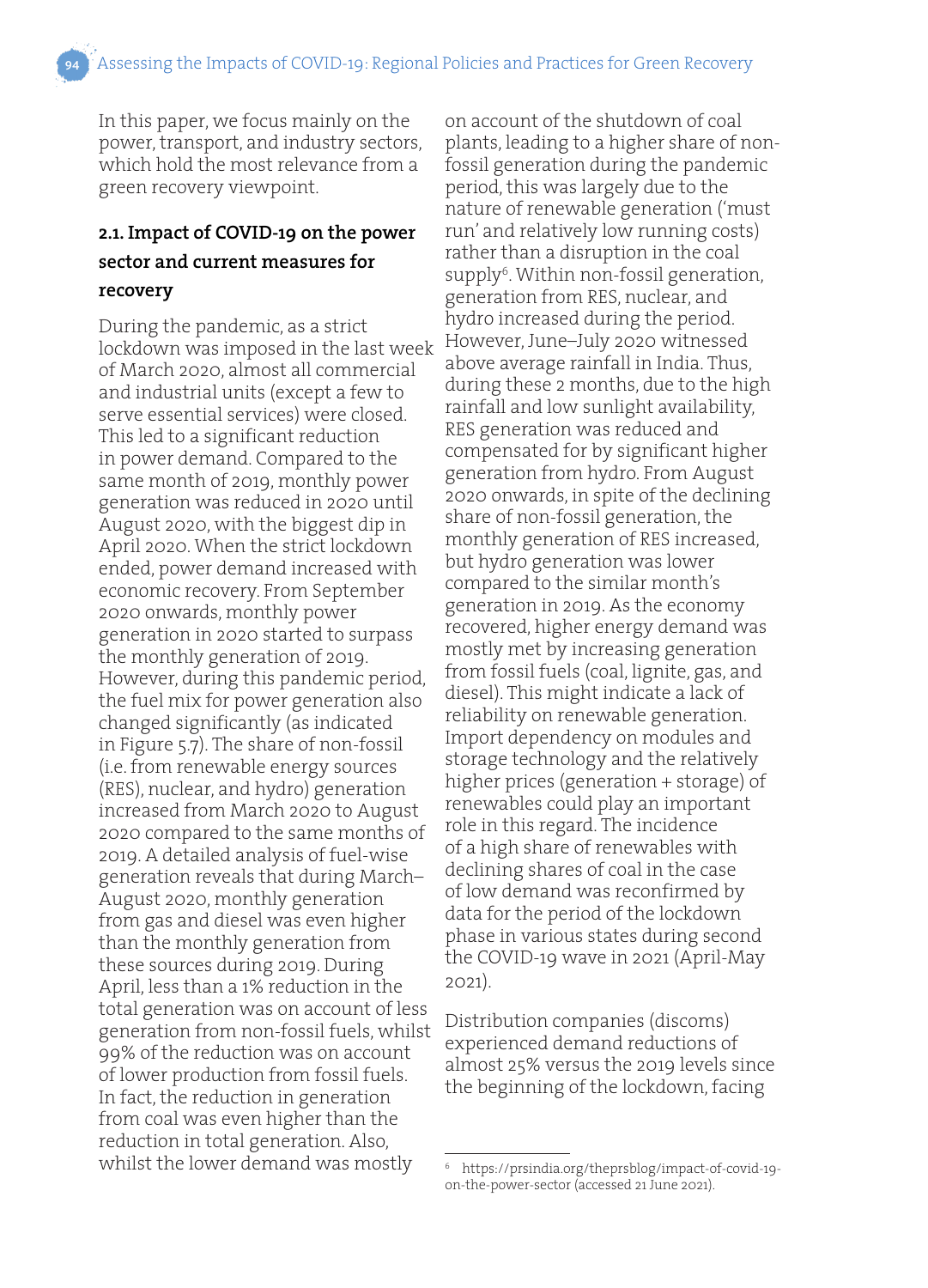In this paper, we focus mainly on the power, transport, and industry sectors, which hold the most relevance from a green recovery viewpoint.

### 2.1. Impact of COVID-19 on the power sector and current measures for recovery

During the pandemic, as a strict lockdown was imposed in the last week of March 2020, almost all commercial and industrial units (except a few to serve essential services) were closed. This led to a significant reduction in power demand. Compared to the same month of 2019, monthly power generation was reduced in 2020 until August 2020, with the biggest dip in April 2020. When the strict lockdown ended, power demand increased with economic recovery. From September 2020 onwards, monthly power generation in 2020 started to surpass the monthly generation of 2019. However, during this pandemic period, the fuel mix for power generation also changed significantly (as indicated in Figure 5.7). The share of non-fossil (i.e. from renewable energy sources (RES), nuclear, and hydro) generation increased from March 2020 to August 2020 compared to the same months of 2019. A detailed analysis of fuel-wise generation reveals that during March–August 2020, monthly generation from gas and diesel was even higher than the monthly generation from these sources during 2019. During April, less than a 1% reduction in the total generation was on account of less generation from non-fossil fuels, whilst 99% of the reduction was on account of lower production from fossil fuels. In fact, the reduction in generation from coal was even higher than the reduction in total generation. Also, whilst the lower demand was mostly on account of the shutdown of coal plants, leading to a higher share of non-fossil generation during the pandemic period, this was largely due to the nature of renewable generation ('must run' and relatively low running costs) rather than a disruption in the coal supply[6]. Within non-fossil generation, generation from RES, nuclear, and hydro increased during the period. However, June–July 2020 witnessed above average rainfall in India. Thus, during these 2 months, due to the high rainfall and low sunlight availability, RES generation was reduced and compensated for by significant higher generation from hydro. From August 2020 onwards, in spite of the declining share of non-fossil generation, the monthly generation of RES increased, but hydro generation was lower compared to the similar month's generation in 2019. As the economy recovered, higher energy demand was mostly met by increasing generation from fossil fuels (coal, lignite, gas, and diesel). This might indicate a lack of reliability on renewable generation. Import dependency on modules and storage technology and the relatively higher prices (generation + storage) of renewables could play an important role in this regard. The incidence of a high share of renewables with declining shares of coal in the case of low demand was reconfirmed by data for the period of the lockdown phase in various states during second the COVID-19 wave in 2021 (April-May 2021).

Distribution companies (discoms) experienced demand reductions of almost 25% versus the 2019 levels since the beginning of the lockdown, facing

[6] https://prsindia.org/theprsblog/impact-of-covid-19-on-the-power-sector (accessed 21 June 2021).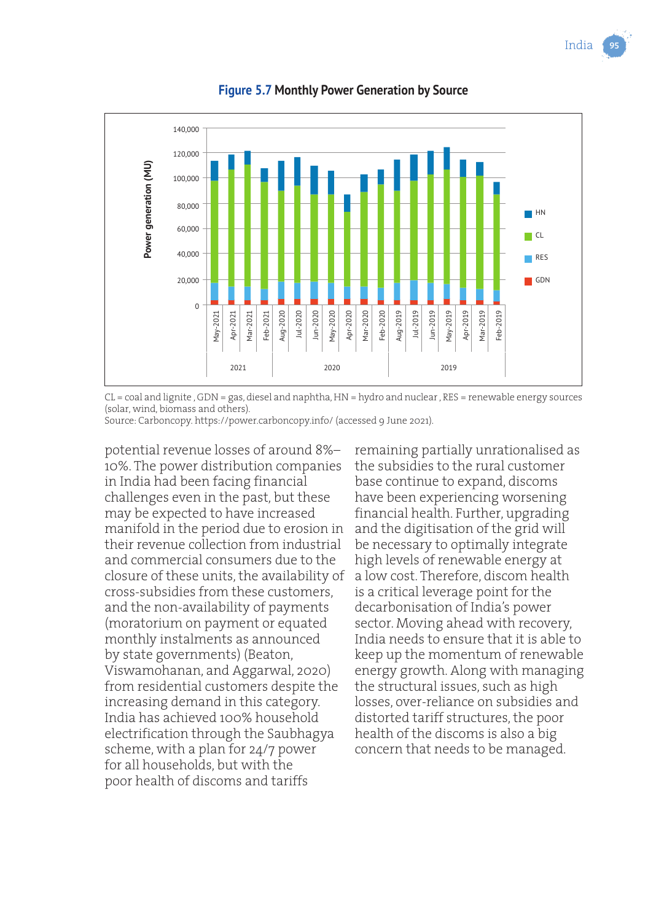**Figure 5.7** Monthly Power Generation by Source

CL = coal and lignite , GDN = gas, diesel and naphtha, HN = hydro and nuclear , RES = renewable energy sources (solar, wind, biomass and others).
Source: Carboncopy. https://power.carboncopy.info/ (accessed 9 June 2021).

potential revenue losses of around 8%–10%. The power distribution companies in India had been facing financial challenges even in the past, but these may be expected to have increased manifold in the period due to erosion in their revenue collection from industrial and commercial consumers due to the closure of these units, the availability of cross-subsidies from these customers, and the non-availability of payments (moratorium on payment or equated monthly instalments as announced by state governments) (Beaton, Viswamohanan, and Aggarwal, 2020) from residential customers despite the increasing demand in this category. India has achieved 100% household electrification through the Saubhagya scheme, with a plan for 24/7 power for all households, but with the poor health of discoms and tariffs remaining partially unrationalised as the subsidies to the rural customer base continue to expand, discoms have been experiencing worsening financial health. Further, upgrading and the digitisation of the grid will be necessary to optimally integrate high levels of renewable energy at a low cost. Therefore, discom health is a critical leverage point for the decarbonisation of India's power sector. Moving ahead with recovery, India needs to ensure that it is able to keep up the momentum of renewable energy growth. Along with managing the structural issues, such as high losses, over-reliance on subsidies and distorted tariff structures, the poor health of the discoms is also a big concern that needs to be managed.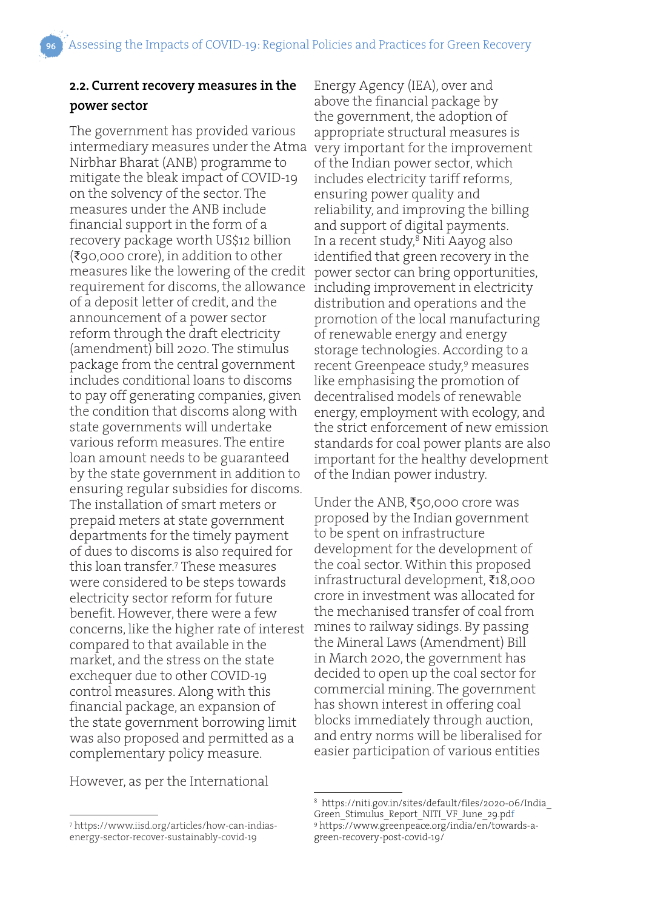## 2.2. Current recovery measures in the power sector

The government has provided various intermediary measures under the Atma Nirbhar Bharat (ANB) programme to mitigate the bleak impact of COVID-19 on the solvency of the sector. The measures under the ANB include financial support in the form of a recovery package worth US$12 billion (₹90,000 crore), in addition to other measures like the lowering of the credit requirement for discoms, the allowance of a deposit letter of credit, and the announcement of a power sector reform through the draft electricity (amendment) bill 2020. The stimulus package from the central government includes conditional loans to discoms to pay off generating companies, given the condition that discoms along with state governments will undertake various reform measures. The entire loan amount needs to be guaranteed by the state government in addition to ensuring regular subsidies for discoms. The installation of smart meters or prepaid meters at state government departments for the timely payment of dues to discoms is also required for this loan transfer.[7] These measures were considered to be steps towards electricity sector reform for future benefit. However, there were a few concerns, like the higher rate of interest compared to that available in the market, and the stress on the state exchequer due to other COVID-19 control measures. Along with this financial package, an expansion of the state government borrowing limit was also proposed and permitted as a complementary policy measure.

However, as per the International Energy Agency (IEA), over and above the financial package by the government, the adoption of appropriate structural measures is very important for the improvement of the Indian power sector, which includes electricity tariff reforms, ensuring power quality and reliability, and improving the billing and support of digital payments. In a recent study,[8] Niti Aayog also identified that green recovery in the power sector can bring opportunities, including improvement in electricity distribution and operations and the promotion of the local manufacturing of renewable energy and energy storage technologies. According to a recent Greenpeace study,[9] measures like emphasising the promotion of decentralised models of renewable energy, employment with ecology, and the strict enforcement of new emission standards for coal power plants are also important for the healthy development of the Indian power industry.

Under the ANB, ₹50,000 crore was proposed by the Indian government to be spent on infrastructure development for the development of the coal sector. Within this proposed infrastructural development, ₹18,000 crore in investment was allocated for the mechanised transfer of coal from mines to railway sidings. By passing the Mineral Laws (Amendment) Bill in March 2020, the government has decided to open up the coal sector for commercial mining. The government has shown interest in offering coal blocks immediately through auction, and entry norms will be liberalised for easier participation of various entities

---

[7] https://www.iisd.org/articles/how-can-indias-energy-sector-recover-sustainably-covid-19

[8] https://niti.gov.in/sites/default/files/2020-06/India_Green_Stimulus_Report_NITI_VF_June_29.pdf

[9] https://www.greenpeace.org/india/en/towards-a-green-recovery-post-covid-19/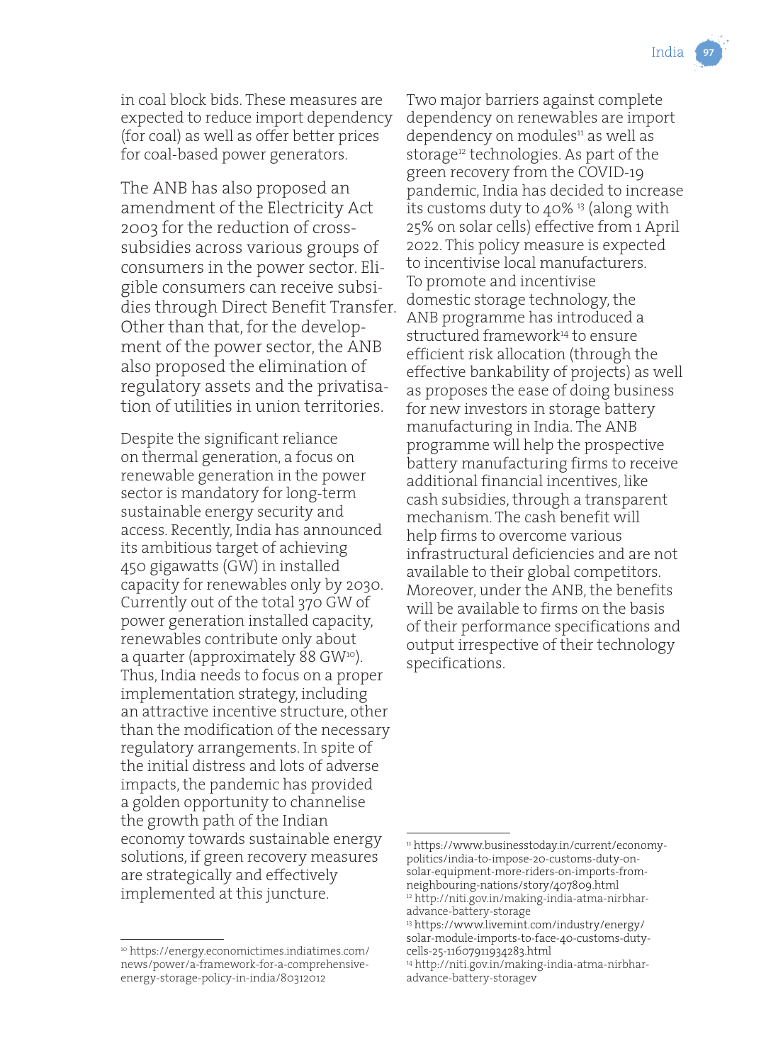in coal block bids. These measures are expected to reduce import dependency (for coal) as well as offer better prices for coal-based power generators.

The ANB has also proposed an amendment of the Electricity Act 2003 for the reduction of cross-subsidies across various groups of consumers in the power sector. Eligible consumers can receive subsidies through Direct Benefit Transfer. Other than that, for the development of the power sector, the ANB also proposed the elimination of regulatory assets and the privatisation of utilities in union territories.

Despite the significant reliance on thermal generation, a focus on renewable generation in the power sector is mandatory for long-term sustainable energy security and access. Recently, India has announced its ambitious target of achieving 450 gigawatts (GW) in installed capacity for renewables only by 2030. Currently out of the total 370 GW of power generation installed capacity, renewables contribute only about a quarter (approximately 88 GW[10]). Thus, India needs to focus on a proper implementation strategy, including an attractive incentive structure, other than the modification of the necessary regulatory arrangements. In spite of the initial distress and lots of adverse impacts, the pandemic has provided a golden opportunity to channelise the growth path of the Indian economy towards sustainable energy solutions, if green recovery measures are strategically and effectively implemented at this juncture.

Two major barriers against complete dependency on renewables are import dependency on modules[11] as well as storage[12] technologies. As part of the green recovery from the COVID-19 pandemic, India has decided to increase its customs duty to 40% [13] (along with 25% on solar cells) effective from 1 April 2022. This policy measure is expected to incentivise local manufacturers. To promote and incentivise domestic storage technology, the ANB programme has introduced a structured framework[14] to ensure efficient risk allocation (through the effective bankability of projects) as well as proposes the ease of doing business for new investors in storage battery manufacturing in India. The ANB programme will help the prospective battery manufacturing firms to receive additional financial incentives, like cash subsidies, through a transparent mechanism. The cash benefit will help firms to overcome various infrastructural deficiencies and are not available to their global competitors. Moreover, under the ANB, the benefits will be available to firms on the basis of their performance specifications and output irrespective of their technology specifications.

---

[10] https://energy.economictimes.indiatimes.com/news/power/a-framework-for-a-comprehensive-energy-storage-policy-in-india/80312012

[11] https://www.businesstoday.in/current/economy-politics/india-to-impose-20-customs-duty-on-solar-equipment-more-riders-on-imports-from-neighbouring-nations/story/407809.html

[12] http://niti.gov.in/making-india-atma-nirbhar-advance-battery-storage

[13] https://www.livemint.com/industry/energy/solar-module-imports-to-face-40-customs-duty-cells-25-11607911934283.html

[14] http://niti.gov.in/making-india-atma-nirbhar-advance-battery-storagev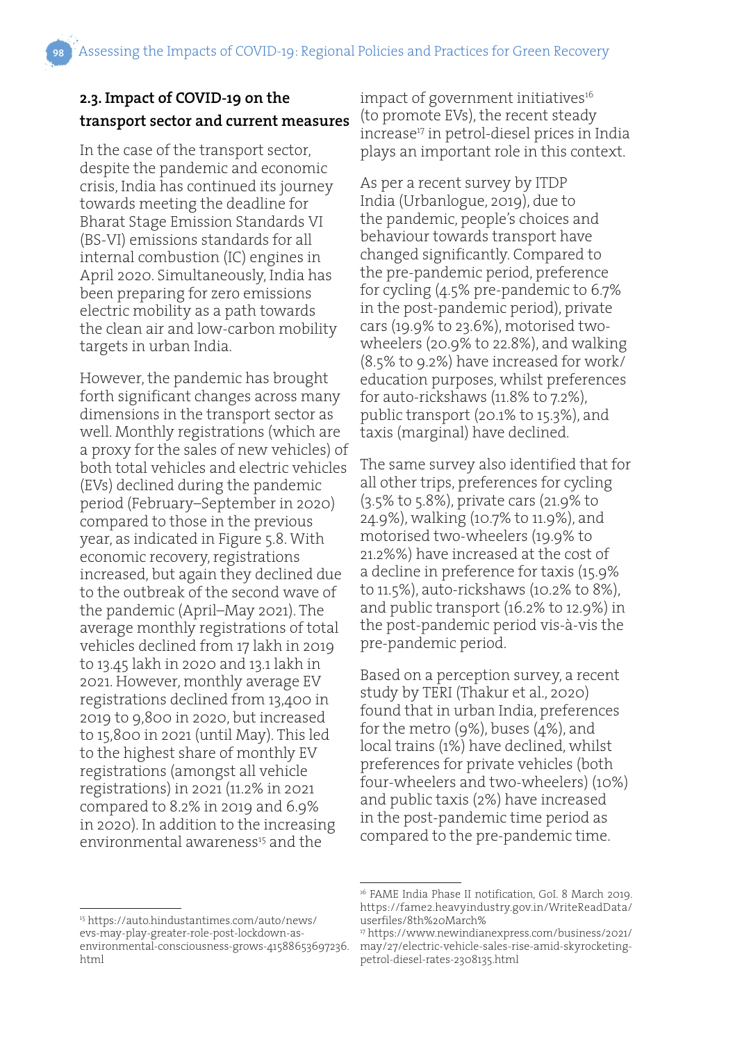## 2.3. Impact of COVID-19 on the transport sector and current measures

In the case of the transport sector, despite the pandemic and economic crisis, India has continued its journey towards meeting the deadline for Bharat Stage Emission Standards VI (BS-VI) emissions standards for all internal combustion (IC) engines in April 2020. Simultaneously, India has been preparing for zero emissions electric mobility as a path towards the clean air and low-carbon mobility targets in urban India.

However, the pandemic has brought forth significant changes across many dimensions in the transport sector as well. Monthly registrations (which are a proxy for the sales of new vehicles) of both total vehicles and electric vehicles (EVs) declined during the pandemic period (February–September in 2020) compared to those in the previous year, as indicated in Figure 5.8. With economic recovery, registrations increased, but again they declined due to the outbreak of the second wave of the pandemic (April–May 2021). The average monthly registrations of total vehicles declined from 17 lakh in 2019 to 13.45 lakh in 2020 and 13.1 lakh in 2021. However, monthly average EV registrations declined from 13,400 in 2019 to 9,800 in 2020, but increased to 15,800 in 2021 (until May). This led to the highest share of monthly EV registrations (amongst all vehicle registrations) in 2021 (11.2% in 2021 compared to 8.2% in 2019 and 6.9% in 2020). In addition to the increasing environmental awareness[15] and the impact of government initiatives[16] (to promote EVs), the recent steady increase[17] in petrol-diesel prices in India plays an important role in this context.

As per a recent survey by ITDP India (Urbanlogue, 2019), due to the pandemic, people's choices and behaviour towards transport have changed significantly. Compared to the pre-pandemic period, preference for cycling (4.5% pre-pandemic to 6.7% in the post-pandemic period), private cars (19.9% to 23.6%), motorised two-wheelers (20.9% to 22.8%), and walking (8.5% to 9.2%) have increased for work/education purposes, whilst preferences for auto-rickshaws (11.8% to 7.2%), public transport (20.1% to 15.3%), and taxis (marginal) have declined.

The same survey also identified that for all other trips, preferences for cycling (3.5% to 5.8%), private cars (21.9% to 24.9%), walking (10.7% to 11.9%), and motorised two-wheelers (19.9% to 21.2%%) have increased at the cost of a decline in preference for taxis (15.9% to 11.5%), auto-rickshaws (10.2% to 8%), and public transport (16.2% to 12.9%) in the post-pandemic period vis-à-vis the pre-pandemic period.

Based on a perception survey, a recent study by TERI (Thakur et al., 2020) found that in urban India, preferences for the metro (9%), buses (4%), and local trains (1%) have declined, whilst preferences for private vehicles (both four-wheelers and two-wheelers) (10%) and public taxis (2%) have increased in the post-pandemic time period as compared to the pre-pandemic time.

---

[15] https://auto.hindustantimes.com/auto/news/evs-may-play-greater-role-post-lockdown-as-environmental-consciousness-grows-41588653697236.html

[16] FAME India Phase II notification, GoI. 8 March 2019. https://fame2.heavyindustry.gov.in/WriteReadData/userfiles/8th%20March%

[17] https://www.newindianexpress.com/business/2021/may/27/electric-vehicle-sales-rise-amid-skyrocketing-petrol-diesel-rates-2308135.html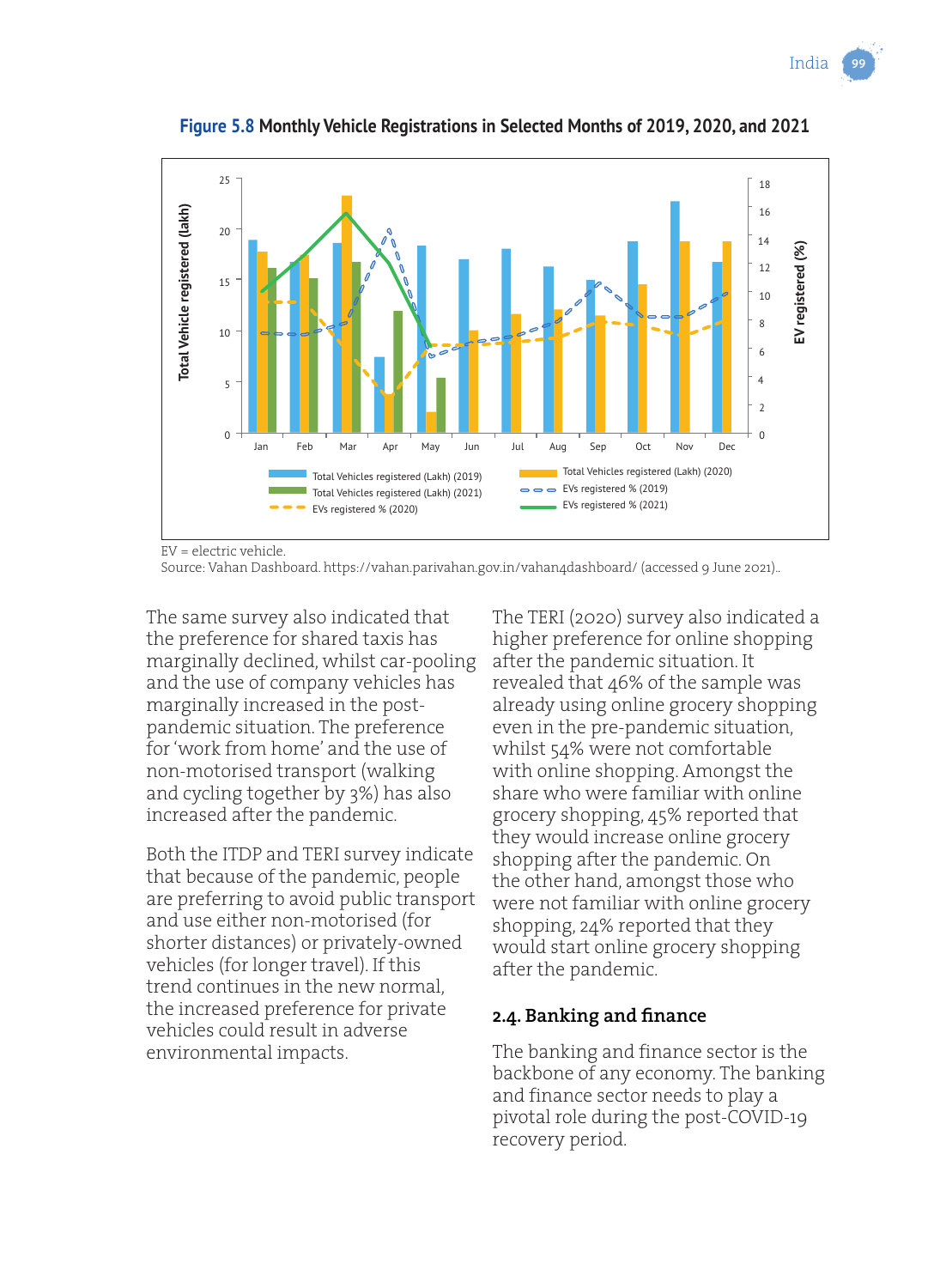**Figure 5.8 Monthly Vehicle Registrations in Selected Months of 2019, 2020, and 2021**

EV = electric vehicle.
Source: Vahan Dashboard. https://vahan.parivahan.gov.in/vahan4dashboard/ (accessed 9 June 2021)..

The same survey also indicated that the preference for shared taxis has marginally declined, whilst car-pooling and the use of company vehicles has marginally increased in the post-pandemic situation. The preference for 'work from home' and the use of non-motorised transport (walking and cycling together by 3%) has also increased after the pandemic.

Both the ITDP and TERI survey indicate that because of the pandemic, people are preferring to avoid public transport and use either non-motorised (for shorter distances) or privately-owned vehicles (for longer travel). If this trend continues in the new normal, the increased preference for private vehicles could result in adverse environmental impacts.

The TERI (2020) survey also indicated a higher preference for online shopping after the pandemic situation. It revealed that 46% of the sample was already using online grocery shopping even in the pre-pandemic situation, whilst 54% were not comfortable with online shopping. Amongst the share who were familiar with online grocery shopping, 45% reported that they would increase online grocery shopping after the pandemic. On the other hand, amongst those who were not familiar with online grocery shopping, 24% reported that they would start online grocery shopping after the pandemic.

### 2.4. Banking and finance

The banking and finance sector is the backbone of any economy. The banking and finance sector needs to play a pivotal role during the post-COVID-19 recovery period.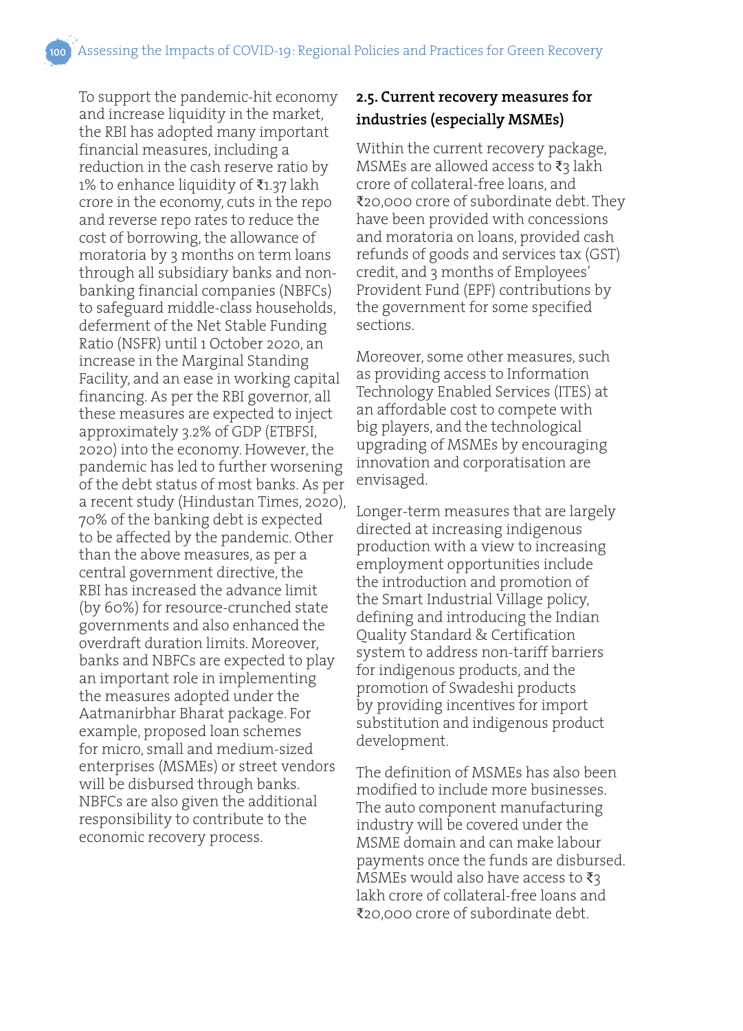To support the pandemic-hit economy and increase liquidity in the market, the RBI has adopted many important financial measures, including a reduction in the cash reserve ratio by 1% to enhance liquidity of ₹1.37 lakh crore in the economy, cuts in the repo and reverse repo rates to reduce the cost of borrowing, the allowance of moratoria by 3 months on term loans through all subsidiary banks and non-banking financial companies (NBFCs) to safeguard middle-class households, deferment of the Net Stable Funding Ratio (NSFR) until 1 October 2020, an increase in the Marginal Standing Facility, and an ease in working capital financing. As per the RBI governor, all these measures are expected to inject approximately 3.2% of GDP (ETBFSI, 2020) into the economy. However, the pandemic has led to further worsening of the debt status of most banks. As per a recent study (Hindustan Times, 2020), 70% of the banking debt is expected to be affected by the pandemic. Other than the above measures, as per a central government directive, the RBI has increased the advance limit (by 60%) for resource-crunched state governments and also enhanced the overdraft duration limits. Moreover, banks and NBFCs are expected to play an important role in implementing the measures adopted under the Aatmanirbhar Bharat package. For example, proposed loan schemes for micro, small and medium-sized enterprises (MSMEs) or street vendors will be disbursed through banks. NBFCs are also given the additional responsibility to contribute to the economic recovery process.

## 2.5. Current recovery measures for industries (especially MSMEs)

Within the current recovery package, MSMEs are allowed access to ₹3 lakh crore of collateral-free loans, and ₹20,000 crore of subordinate debt. They have been provided with concessions and moratoria on loans, provided cash refunds of goods and services tax (GST) credit, and 3 months of Employees' Provident Fund (EPF) contributions by the government for some specified sections.

Moreover, some other measures, such as providing access to Information Technology Enabled Services (ITES) at an affordable cost to compete with big players, and the technological upgrading of MSMEs by encouraging innovation and corporatisation are envisaged.

Longer-term measures that are largely directed at increasing indigenous production with a view to increasing employment opportunities include the introduction and promotion of the Smart Industrial Village policy, defining and introducing the Indian Quality Standard & Certification system to address non-tariff barriers for indigenous products, and the promotion of Swadeshi products by providing incentives for import substitution and indigenous product development.

The definition of MSMEs has also been modified to include more businesses. The auto component manufacturing industry will be covered under the MSME domain and can make labour payments once the funds are disbursed. MSMEs would also have access to ₹3 lakh crore of collateral-free loans and ₹20,000 crore of subordinate debt.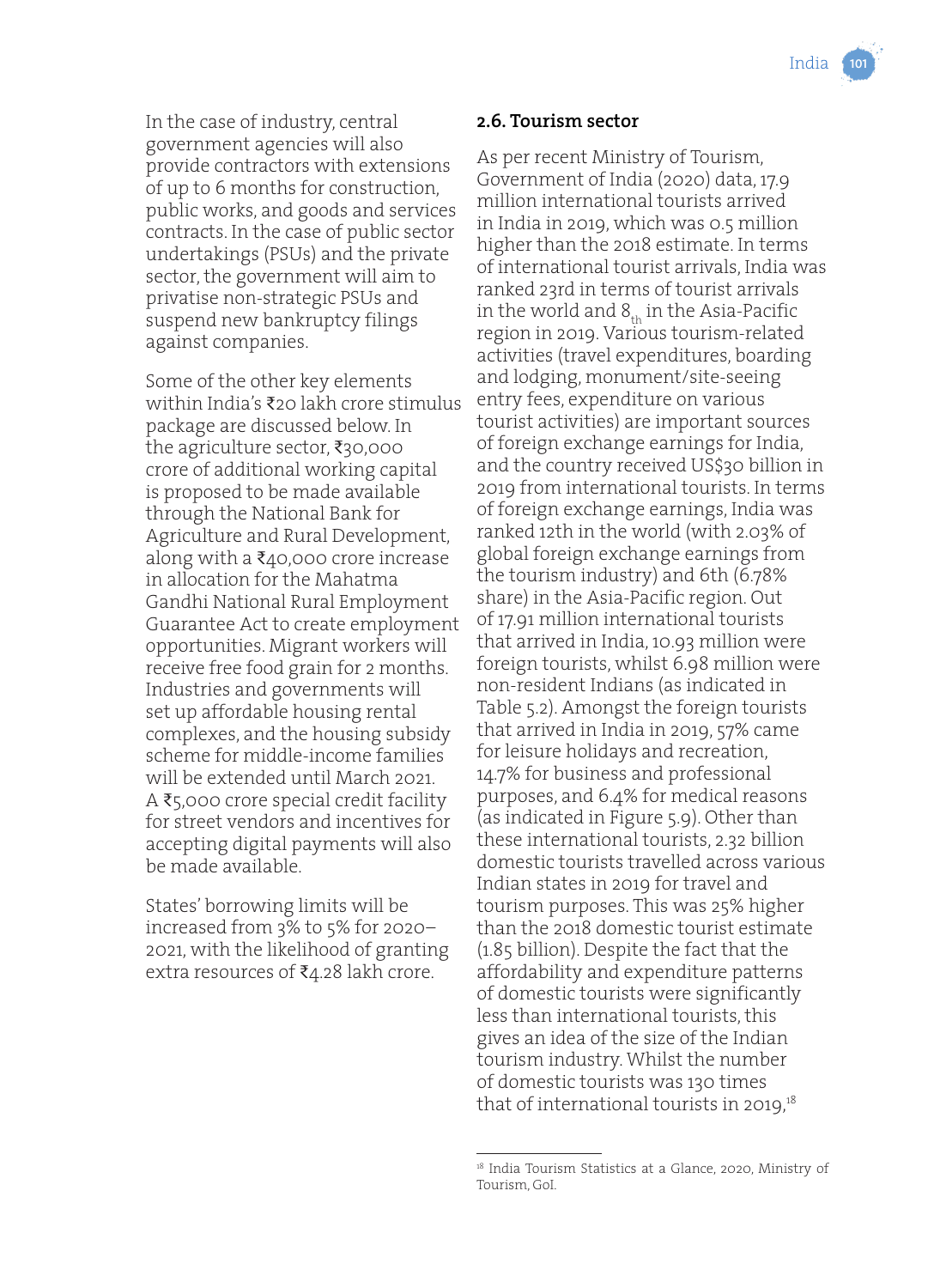In the case of industry, central government agencies will also provide contractors with extensions of up to 6 months for construction, public works, and goods and services contracts. In the case of public sector undertakings (PSUs) and the private sector, the government will aim to privatise non-strategic PSUs and suspend new bankruptcy filings against companies.

Some of the other key elements within India's ₹20 lakh crore stimulus package are discussed below. In the agriculture sector, ₹30,000 crore of additional working capital is proposed to be made available through the National Bank for Agriculture and Rural Development, along with a ₹40,000 crore increase in allocation for the Mahatma Gandhi National Rural Employment Guarantee Act to create employment opportunities. Migrant workers will receive free food grain for 2 months. Industries and governments will set up affordable housing rental complexes, and the housing subsidy scheme for middle-income families will be extended until March 2021. A ₹5,000 crore special credit facility for street vendors and incentives for accepting digital payments will also be made available.

States' borrowing limits will be increased from 3% to 5% for 2020–2021, with the likelihood of granting extra resources of ₹4.28 lakh crore.

## 2.6. Tourism sector

As per recent Ministry of Tourism, Government of India (2020) data, 17.9 million international tourists arrived in India in 2019, which was 0.5 million higher than the 2018 estimate. In terms of international tourist arrivals, India was ranked 23rd in terms of tourist arrivals in the world and $8_{th}$ in the Asia-Pacific region in 2019. Various tourism-related activities (travel expenditures, boarding and lodging, monument/site-seeing entry fees, expenditure on various tourist activities) are important sources of foreign exchange earnings for India, and the country received US$30 billion in 2019 from international tourists. In terms of foreign exchange earnings, India was ranked 12th in the world (with 2.03% of global foreign exchange earnings from the tourism industry) and 6th (6.78% share) in the Asia-Pacific region. Out of 17.91 million international tourists that arrived in India, 10.93 million were foreign tourists, whilst 6.98 million were non-resident Indians (as indicated in Table 5.2). Amongst the foreign tourists that arrived in India in 2019, 57% came for leisure holidays and recreation, 14.7% for business and professional purposes, and 6.4% for medical reasons (as indicated in Figure 5.9). Other than these international tourists, 2.32 billion domestic tourists travelled across various Indian states in 2019 for travel and tourism purposes. This was 25% higher than the 2018 domestic tourist estimate (1.85 billion). Despite the fact that the affordability and expenditure patterns of domestic tourists were significantly less than international tourists, this gives an idea of the size of the Indian tourism industry. Whilst the number of domestic tourists was 130 times that of international tourists in 2019,[18]

[18] India Tourism Statistics at a Glance, 2020, Ministry of Tourism, GoI.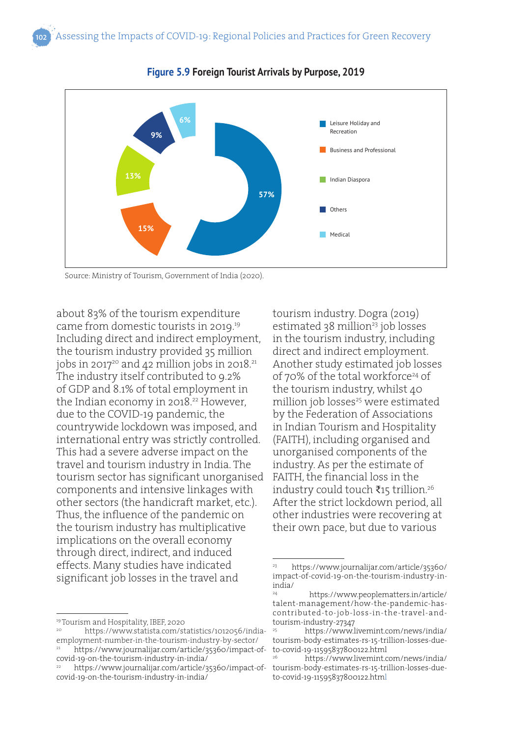**Figure 5.9 Foreign Tourist Arrivals by Purpose, 2019**

| Purpose | Share |
|---|---|
| Leisure Holiday and Recreation | 57% |
| Business and Professional | 15% |
| Indian Diaspora | 13% |
| Others | 9% |
| Medical | 6% |

Source: Ministry of Tourism, Government of India (2020).

about 83% of the tourism expenditure came from domestic tourists in 2019.[19] Including direct and indirect employment, the tourism industry provided 35 million jobs in 2017[20] and 42 million jobs in 2018.[21] The industry itself contributed to 9.2% of GDP and 8.1% of total employment in the Indian economy in 2018.[22] However, due to the COVID-19 pandemic, the countrywide lockdown was imposed, and international entry was strictly controlled. This had a severe adverse impact on the travel and tourism industry in India. The tourism sector has significant unorganised components and intensive linkages with other sectors (the handicraft market, etc.). Thus, the influence of the pandemic on the tourism industry has multiplicative implications on the overall economy through direct, indirect, and induced effects. Many studies have indicated significant job losses in the travel and tourism industry. Dogra (2019) estimated 38 million[23] job losses in the tourism industry, including direct and indirect employment. Another study estimated job losses of 70% of the total workforce[24] of the tourism industry, whilst 40 million job losses[25] were estimated by the Federation of Associations in Indian Tourism and Hospitality (FAITH), including organised and unorganised components of the industry. As per the estimate of FAITH, the financial loss in the industry could touch ₹15 trillion.[26] After the strict lockdown period, all other industries were recovering at their own pace, but due to various

---

[19] Tourism and Hospitality, IBEF, 2020

[20] https://www.statista.com/statistics/1012056/india-employment-number-in-the-tourism-industry-by-sector/

[21] https://www.journalijar.com/article/35360/impact-of-covid-19-on-the-tourism-industry-in-india/

[22] https://www.journalijar.com/article/35360/impact-of-covid-19-on-the-tourism-industry-in-india/

[23] https://www.journalijar.com/article/35360/impact-of-covid-19-on-the-tourism-industry-in-india/

[24] https://www.peoplematters.in/article/talent-management/how-the-pandemic-has-contributed-to-job-loss-in-the-travel-and-tourism-industry-27347

[25] https://www.livemint.com/news/india/tourism-body-estimates-rs-15-trillion-losses-due-to-covid-19-11595837800122.html

[26] https://www.livemint.com/news/india/tourism-body-estimates-rs-15-trillion-losses-due-to-covid-19-11595837800122.html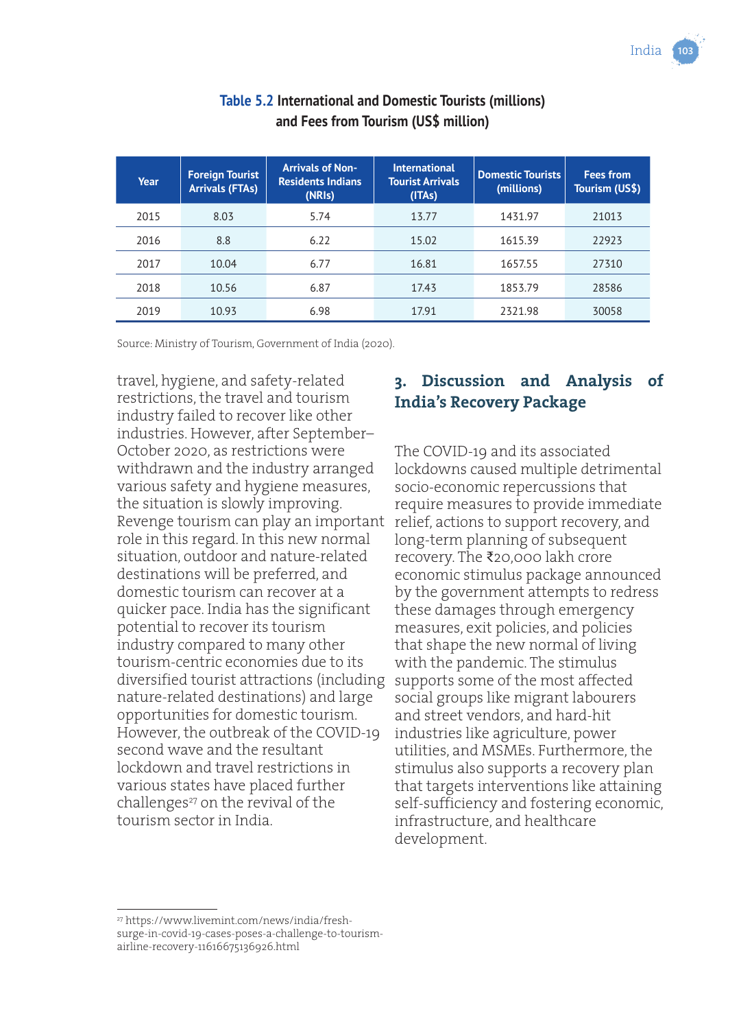**Table 5.2** International and Domestic Tourists (millions) and Fees from Tourism (US$ million)

| Year | Foreign Tourist Arrivals (FTAs) | Arrivals of Non-Residents Indians (NRIs) | International Tourist Arrivals (ITAs) | Domestic Tourists (millions) | Fees from Tourism (US$) |
|---|---|---|---|---|---|
| 2015 | 8.03 | 5.74 | 13.77 | 1431.97 | 21013 |
| 2016 | 8.8 | 6.22 | 15.02 | 1615.39 | 22923 |
| 2017 | 10.04 | 6.77 | 16.81 | 1657.55 | 27310 |
| 2018 | 10.56 | 6.87 | 17.43 | 1853.79 | 28586 |
| 2019 | 10.93 | 6.98 | 17.91 | 2321.98 | 30058 |

Source: Ministry of Tourism, Government of India (2020).

travel, hygiene, and safety-related restrictions, the travel and tourism industry failed to recover like other industries. However, after September–October 2020, as restrictions were withdrawn and the industry arranged various safety and hygiene measures, the situation is slowly improving. Revenge tourism can play an important role in this regard. In this new normal situation, outdoor and nature-related destinations will be preferred, and domestic tourism can recover at a quicker pace. India has the significant potential to recover its tourism industry compared to many other tourism-centric economies due to its diversified tourist attractions (including nature-related destinations) and large opportunities for domestic tourism. However, the outbreak of the COVID-19 second wave and the resultant lockdown and travel restrictions in various states have placed further challenges[27] on the revival of the tourism sector in India.

## 3. Discussion and Analysis of India's Recovery Package

The COVID-19 and its associated lockdowns caused multiple detrimental socio-economic repercussions that require measures to provide immediate relief, actions to support recovery, and long-term planning of subsequent recovery. The ₹20,000 lakh crore economic stimulus package announced by the government attempts to redress these damages through emergency measures, exit policies, and policies that shape the new normal of living with the pandemic. The stimulus supports some of the most affected social groups like migrant labourers and street vendors, and hard-hit industries like agriculture, power utilities, and MSMEs. Furthermore, the stimulus also supports a recovery plan that targets interventions like attaining self-sufficiency and fostering economic, infrastructure, and healthcare development.

[27] https://www.livemint.com/news/india/fresh-surge-in-covid-19-cases-poses-a-challenge-to-tourism-airline-recovery-11616675136926.html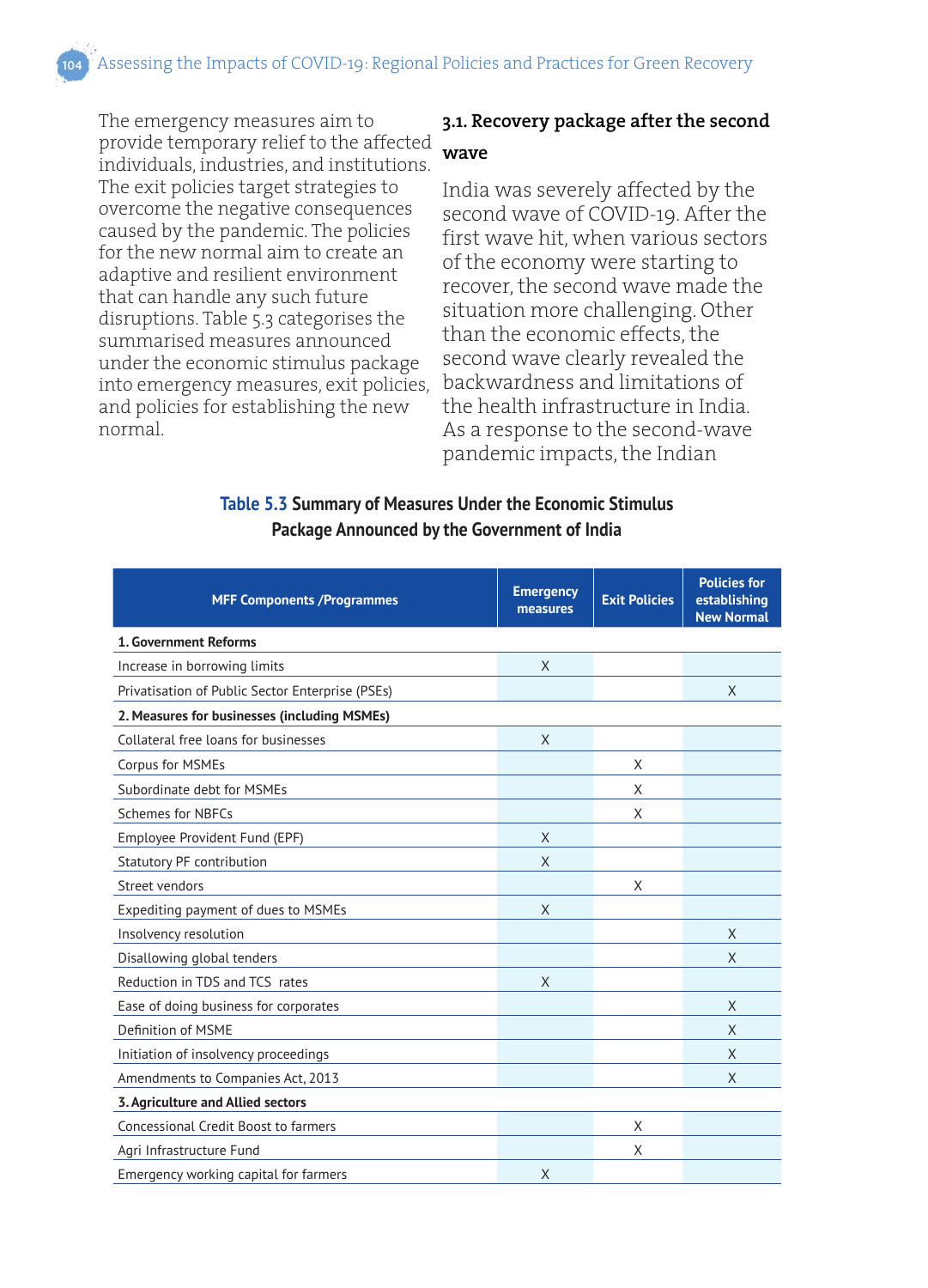The emergency measures aim to provide temporary relief to the affected individuals, industries, and institutions. The exit policies target strategies to overcome the negative consequences caused by the pandemic. The policies for the new normal aim to create an adaptive and resilient environment that can handle any such future disruptions. Table 5.3 categorises the summarised measures announced under the economic stimulus package into emergency measures, exit policies, and policies for establishing the new normal.

### 3.1. Recovery package after the second wave

India was severely affected by the second wave of COVID-19. After the first wave hit, when various sectors of the economy were starting to recover, the second wave made the situation more challenging. Other than the economic effects, the second wave clearly revealed the backwardness and limitations of the health infrastructure in India. As a response to the second-wave pandemic impacts, the Indian

**Table 5.3 Summary of Measures Under the Economic Stimulus Package Announced by the Government of India**

| MFF Components /Programmes | Emergency measures | Exit Policies | Policies for establishing New Normal |
|---|---|---|---|
| **1. Government Reforms** | | | |
| Increase in borrowing limits | X | | |
| Privatisation of Public Sector Enterprise (PSEs) | | | X |
| **2. Measures for businesses (including MSMEs)** | | | |
| Collateral free loans for businesses | X | | |
| Corpus for MSMEs | | X | |
| Subordinate debt for MSMEs | | X | |
| Schemes for NBFCs | | X | |
| Employee Provident Fund (EPF) | X | | |
| Statutory PF contribution | X | | |
| Street vendors | | X | |
| Expediting payment of dues to MSMEs | X | | |
| Insolvency resolution | | | X |
| Disallowing global tenders | | | X |
| Reduction in TDS and TCS rates | X | | |
| Ease of doing business for corporates | | | X |
| Definition of MSME | | | X |
| Initiation of insolvency proceedings | | | X |
| Amendments to Companies Act, 2013 | | | X |
| **3. Agriculture and Allied sectors** | | | |
| Concessional Credit Boost to farmers | | X | |
| Agri Infrastructure Fund | | X | |
| Emergency working capital for farmers | X | | |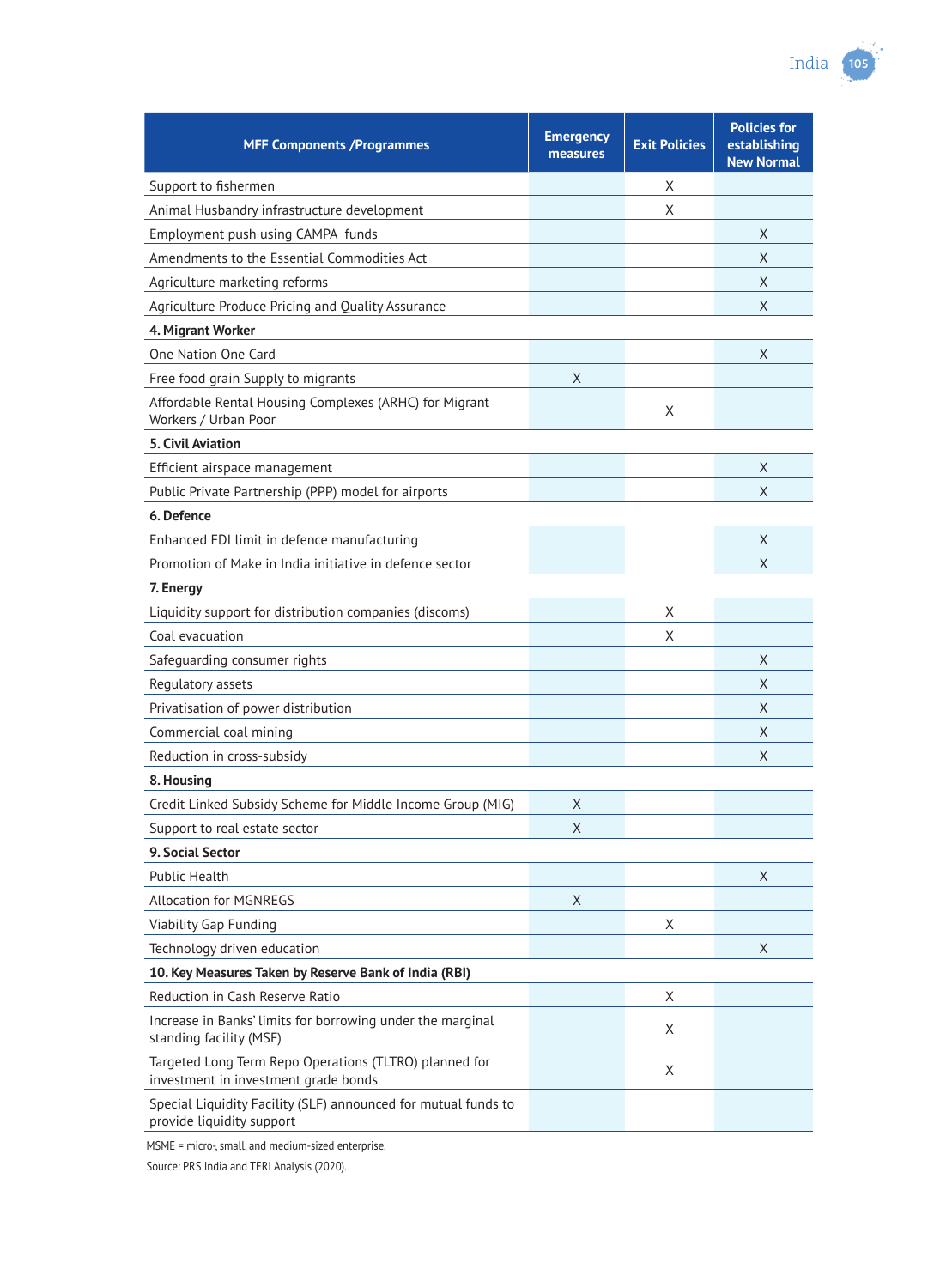| MFF Components /Programmes | Emergency measures | Exit Policies | Policies for establishing New Normal |
|---|---|---|---|
| Support to fishermen | | X | |
| Animal Husbandry infrastructure development | | X | |
| Employment push using CAMPA funds | | | X |
| Amendments to the Essential Commodities Act | | | X |
| Agriculture marketing reforms | | | X |
| Agriculture Produce Pricing and Quality Assurance | | | X |
| **4. Migrant Worker** | | | |
| One Nation One Card | | | X |
| Free food grain Supply to migrants | X | | |
| Affordable Rental Housing Complexes (ARHC) for Migrant Workers / Urban Poor | | X | |
| **5. Civil Aviation** | | | |
| Efficient airspace management | | | X |
| Public Private Partnership (PPP) model for airports | | | X |
| **6. Defence** | | | |
| Enhanced FDI limit in defence manufacturing | | | X |
| Promotion of Make in India initiative in defence sector | | | X |
| **7. Energy** | | | |
| Liquidity support for distribution companies (discoms) | | X | |
| Coal evacuation | | X | |
| Safeguarding consumer rights | | | X |
| Regulatory assets | | | X |
| Privatisation of power distribution | | | X |
| Commercial coal mining | | | X |
| Reduction in cross-subsidy | | | X |
| **8. Housing** | | | |
| Credit Linked Subsidy Scheme for Middle Income Group (MIG) | X | | |
| Support to real estate sector | X | | |
| **9. Social Sector** | | | |
| Public Health | | | X |
| Allocation for MGNREGS | X | | |
| Viability Gap Funding | | X | |
| Technology driven education | | | X |
| **10. Key Measures Taken by Reserve Bank of India (RBI)** | | | |
| Reduction in Cash Reserve Ratio | | X | |
| Increase in Banks' limits for borrowing under the marginal standing facility (MSF) | | X | |
| Targeted Long Term Repo Operations (TLTRO) planned for investment in investment grade bonds | | X | |
| Special Liquidity Facility (SLF) announced for mutual funds to provide liquidity support | | | |

MSME = micro-, small, and medium-sized enterprise.

Source: PRS India and TERI Analysis (2020).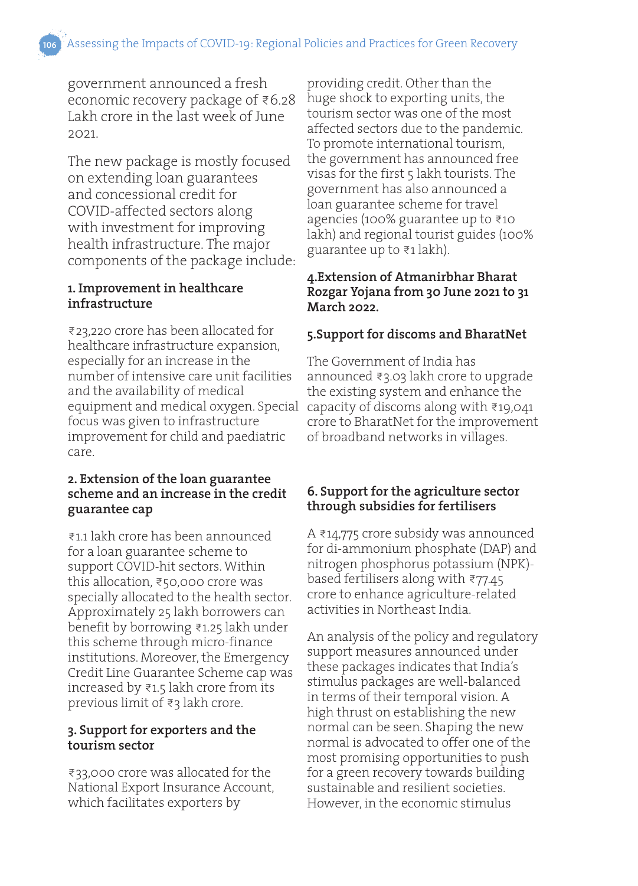government announced a fresh economic recovery package of ₹6.28 Lakh crore in the last week of June 2021.

The new package is mostly focused on extending loan guarantees and concessional credit for COVID-affected sectors along with investment for improving health infrastructure. The major components of the package include:

### 1. Improvement in healthcare infrastructure

₹23,220 crore has been allocated for healthcare infrastructure expansion, especially for an increase in the number of intensive care unit facilities and the availability of medical equipment and medical oxygen. Special focus was given to infrastructure improvement for child and paediatric care.

### 2. Extension of the loan guarantee scheme and an increase in the credit guarantee cap

₹1.1 lakh crore has been announced for a loan guarantee scheme to support COVID-hit sectors. Within this allocation, ₹50,000 crore was specially allocated to the health sector. Approximately 25 lakh borrowers can benefit by borrowing ₹1.25 lakh under this scheme through micro-finance institutions. Moreover, the Emergency Credit Line Guarantee Scheme cap was increased by ₹1.5 lakh crore from its previous limit of ₹3 lakh crore.

### 3. Support for exporters and the tourism sector

₹33,000 crore was allocated for the National Export Insurance Account, which facilitates exporters by providing credit. Other than the huge shock to exporting units, the tourism sector was one of the most affected sectors due to the pandemic. To promote international tourism, the government has announced free visas for the first 5 lakh tourists. The government has also announced a loan guarantee scheme for travel agencies (100% guarantee up to ₹10 lakh) and regional tourist guides (100% guarantee up to ₹1 lakh).

### 4.Extension of Atmanirbhar Bharat Rozgar Yojana from 30 June 2021 to 31 March 2022.

### 5.Support for discoms and BharatNet

The Government of India has announced ₹3.03 lakh crore to upgrade the existing system and enhance the capacity of discoms along with ₹19,041 crore to BharatNet for the improvement of broadband networks in villages.

### 6. Support for the agriculture sector through subsidies for fertilisers

A ₹14,775 crore subsidy was announced for di-ammonium phosphate (DAP) and nitrogen phosphorus potassium (NPK)-based fertilisers along with ₹77.45 crore to enhance agriculture-related activities in Northeast India.

An analysis of the policy and regulatory support measures announced under these packages indicates that India's stimulus packages are well-balanced in terms of their temporal vision. A high thrust on establishing the new normal can be seen. Shaping the new normal is advocated to offer one of the most promising opportunities to push for a green recovery towards building sustainable and resilient societies. However, in the economic stimulus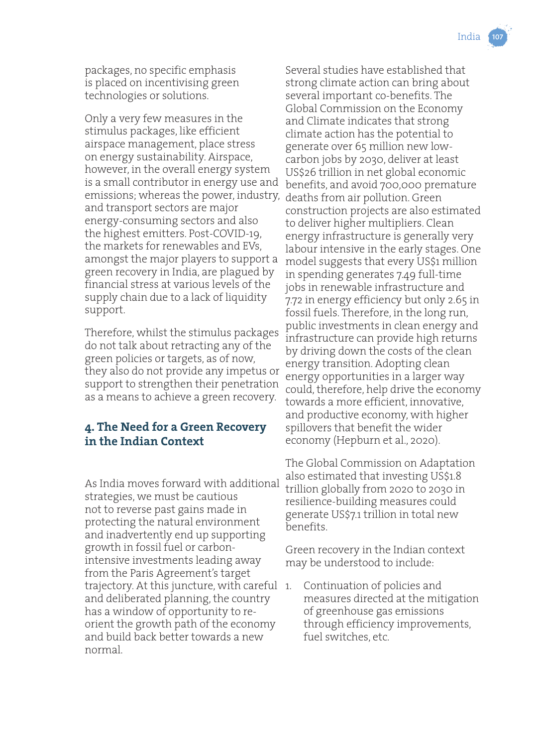packages, no specific emphasis is placed on incentivising green technologies or solutions.

Only a very few measures in the stimulus packages, like efficient airspace management, place stress on energy sustainability. Airspace, however, in the overall energy system is a small contributor in energy use and emissions; whereas the power, industry, and transport sectors are major energy-consuming sectors and also the highest emitters. Post-COVID-19, the markets for renewables and EVs, amongst the major players to support a green recovery in India, are plagued by financial stress at various levels of the supply chain due to a lack of liquidity support.

Therefore, whilst the stimulus packages do not talk about retracting any of the green policies or targets, as of now, they also do not provide any impetus or support to strengthen their penetration as a means to achieve a green recovery.

## 4. The Need for a Green Recovery in the Indian Context

As India moves forward with additional strategies, we must be cautious not to reverse past gains made in protecting the natural environment and inadvertently end up supporting growth in fossil fuel or carbon-intensive investments leading away from the Paris Agreement's target trajectory. At this juncture, with careful and deliberated planning, the country has a window of opportunity to re-orient the growth path of the economy and build back better towards a new normal.

Several studies have established that strong climate action can bring about several important co-benefits. The Global Commission on the Economy and Climate indicates that strong climate action has the potential to generate over 65 million new low-carbon jobs by 2030, deliver at least US$26 trillion in net global economic benefits, and avoid 700,000 premature deaths from air pollution. Green construction projects are also estimated to deliver higher multipliers. Clean energy infrastructure is generally very labour intensive in the early stages. One model suggests that every US$1 million in spending generates 7.49 full-time jobs in renewable infrastructure and 7.72 in energy efficiency but only 2.65 in fossil fuels. Therefore, in the long run, public investments in clean energy and infrastructure can provide high returns by driving down the costs of the clean energy transition. Adopting clean energy opportunities in a larger way could, therefore, help drive the economy towards a more efficient, innovative, and productive economy, with higher spillovers that benefit the wider economy (Hepburn et al., 2020).

The Global Commission on Adaptation also estimated that investing US$1.8 trillion globally from 2020 to 2030 in resilience-building measures could generate US$7.1 trillion in total new benefits.

Green recovery in the Indian context may be understood to include:

1. Continuation of policies and measures directed at the mitigation of greenhouse gas emissions through efficiency improvements, fuel switches, etc.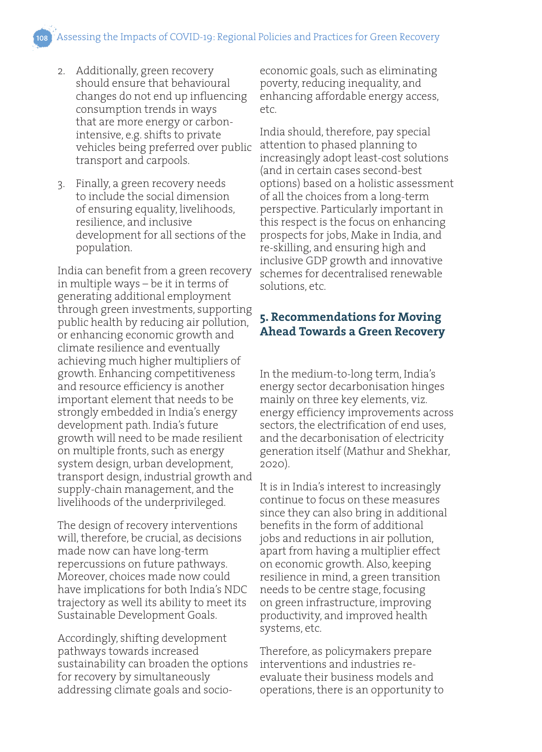2. Additionally, green recovery should ensure that behavioural changes do not end up influencing consumption trends in ways that are more energy or carbon-intensive, e.g. shifts to private vehicles being preferred over public transport and carpools.

3. Finally, a green recovery needs to include the social dimension of ensuring equality, livelihoods, resilience, and inclusive development for all sections of the population.

India can benefit from a green recovery in multiple ways – be it in terms of generating additional employment through green investments, supporting public health by reducing air pollution, or enhancing economic growth and climate resilience and eventually achieving much higher multipliers of growth. Enhancing competitiveness and resource efficiency is another important element that needs to be strongly embedded in India's energy development path. India's future growth will need to be made resilient on multiple fronts, such as energy system design, urban development, transport design, industrial growth and supply-chain management, and the livelihoods of the underprivileged.

The design of recovery interventions will, therefore, be crucial, as decisions made now can have long-term repercussions on future pathways. Moreover, choices made now could have implications for both India's NDC trajectory as well its ability to meet its Sustainable Development Goals.

Accordingly, shifting development pathways towards increased sustainability can broaden the options for recovery by simultaneously addressing climate goals and socio-economic goals, such as eliminating poverty, reducing inequality, and enhancing affordable energy access, etc.

India should, therefore, pay special attention to phased planning to increasingly adopt least-cost solutions (and in certain cases second-best options) based on a holistic assessment of all the choices from a long-term perspective. Particularly important in this respect is the focus on enhancing prospects for jobs, Make in India, and re-skilling, and ensuring high and inclusive GDP growth and innovative schemes for decentralised renewable solutions, etc.

## 5. Recommendations for Moving Ahead Towards a Green Recovery

In the medium-to-long term, India's energy sector decarbonisation hinges mainly on three key elements, viz. energy efficiency improvements across sectors, the electrification of end uses, and the decarbonisation of electricity generation itself (Mathur and Shekhar, 2020).

It is in India's interest to increasingly continue to focus on these measures since they can also bring in additional benefits in the form of additional jobs and reductions in air pollution, apart from having a multiplier effect on economic growth. Also, keeping resilience in mind, a green transition needs to be centre stage, focusing on green infrastructure, improving productivity, and improved health systems, etc.

Therefore, as policymakers prepare interventions and industries re-evaluate their business models and operations, there is an opportunity to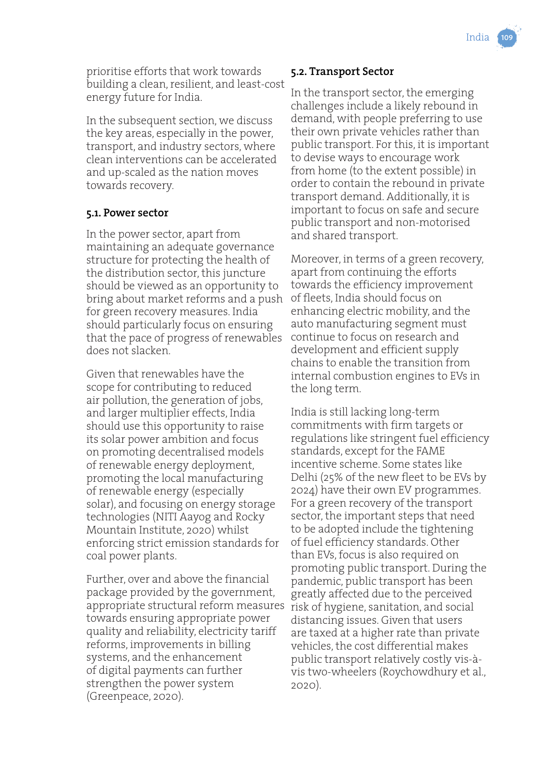prioritise efforts that work towards building a clean, resilient, and least-cost energy future for India.

In the subsequent section, we discuss the key areas, especially in the power, transport, and industry sectors, where clean interventions can be accelerated and up-scaled as the nation moves towards recovery.

### 5.1. Power sector

In the power sector, apart from maintaining an adequate governance structure for protecting the health of the distribution sector, this juncture should be viewed as an opportunity to bring about market reforms and a push for green recovery measures. India should particularly focus on ensuring that the pace of progress of renewables does not slacken.

Given that renewables have the scope for contributing to reduced air pollution, the generation of jobs, and larger multiplier effects, India should use this opportunity to raise its solar power ambition and focus on promoting decentralised models of renewable energy deployment, promoting the local manufacturing of renewable energy (especially solar), and focusing on energy storage technologies (NITI Aayog and Rocky Mountain Institute, 2020) whilst enforcing strict emission standards for coal power plants.

Further, over and above the financial package provided by the government, appropriate structural reform measures towards ensuring appropriate power quality and reliability, electricity tariff reforms, improvements in billing systems, and the enhancement of digital payments can further strengthen the power system (Greenpeace, 2020).

### 5.2. Transport Sector

In the transport sector, the emerging challenges include a likely rebound in demand, with people preferring to use their own private vehicles rather than public transport. For this, it is important to devise ways to encourage work from home (to the extent possible) in order to contain the rebound in private transport demand. Additionally, it is important to focus on safe and secure public transport and non-motorised and shared transport.

Moreover, in terms of a green recovery, apart from continuing the efforts towards the efficiency improvement of fleets, India should focus on enhancing electric mobility, and the auto manufacturing segment must continue to focus on research and development and efficient supply chains to enable the transition from internal combustion engines to EVs in the long term.

India is still lacking long-term commitments with firm targets or regulations like stringent fuel efficiency standards, except for the FAME incentive scheme. Some states like Delhi (25% of the new fleet to be EVs by 2024) have their own EV programmes. For a green recovery of the transport sector, the important steps that need to be adopted include the tightening of fuel efficiency standards. Other than EVs, focus is also required on promoting public transport. During the pandemic, public transport has been greatly affected due to the perceived risk of hygiene, sanitation, and social distancing issues. Given that users are taxed at a higher rate than private vehicles, the cost differential makes public transport relatively costly vis-à-vis two-wheelers (Roychowdhury et al., 2020).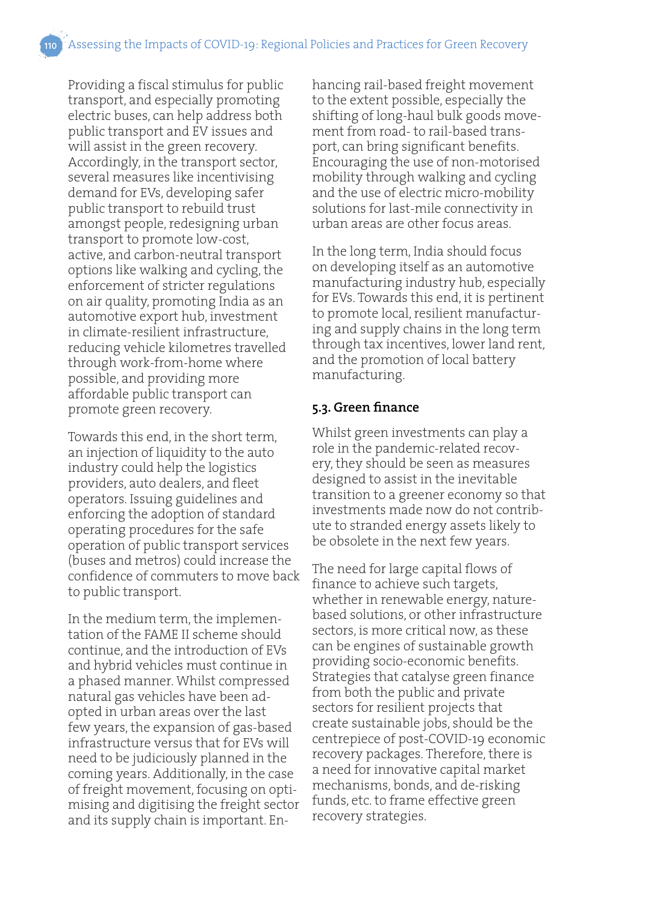Providing a fiscal stimulus for public transport, and especially promoting electric buses, can help address both public transport and EV issues and will assist in the green recovery. Accordingly, in the transport sector, several measures like incentivising demand for EVs, developing safer public transport to rebuild trust amongst people, redesigning urban transport to promote low-cost, active, and carbon-neutral transport options like walking and cycling, the enforcement of stricter regulations on air quality, promoting India as an automotive export hub, investment in climate-resilient infrastructure, reducing vehicle kilometres travelled through work-from-home where possible, and providing more affordable public transport can promote green recovery.

Towards this end, in the short term, an injection of liquidity to the auto industry could help the logistics providers, auto dealers, and fleet operators. Issuing guidelines and enforcing the adoption of standard operating procedures for the safe operation of public transport services (buses and metros) could increase the confidence of commuters to move back to public transport.

In the medium term, the implementation of the FAME II scheme should continue, and the introduction of EVs and hybrid vehicles must continue in a phased manner. Whilst compressed natural gas vehicles have been adopted in urban areas over the last few years, the expansion of gas-based infrastructure versus that for EVs will need to be judiciously planned in the coming years. Additionally, in the case of freight movement, focusing on optimising and digitising the freight sector and its supply chain is important. Enhancing rail-based freight movement to the extent possible, especially the shifting of long-haul bulk goods movement from road- to rail-based transport, can bring significant benefits. Encouraging the use of non-motorised mobility through walking and cycling and the use of electric micro-mobility solutions for last-mile connectivity in urban areas are other focus areas.

In the long term, India should focus on developing itself as an automotive manufacturing industry hub, especially for EVs. Towards this end, it is pertinent to promote local, resilient manufacturing and supply chains in the long term through tax incentives, lower land rent, and the promotion of local battery manufacturing.

### 5.3. Green finance

Whilst green investments can play a role in the pandemic-related recovery, they should be seen as measures designed to assist in the inevitable transition to a greener economy so that investments made now do not contribute to stranded energy assets likely to be obsolete in the next few years.

The need for large capital flows of finance to achieve such targets, whether in renewable energy, nature-based solutions, or other infrastructure sectors, is more critical now, as these can be engines of sustainable growth providing socio-economic benefits. Strategies that catalyse green finance from both the public and private sectors for resilient projects that create sustainable jobs, should be the centrepiece of post-COVID-19 economic recovery packages. Therefore, there is a need for innovative capital market mechanisms, bonds, and de-risking funds, etc. to frame effective green recovery strategies.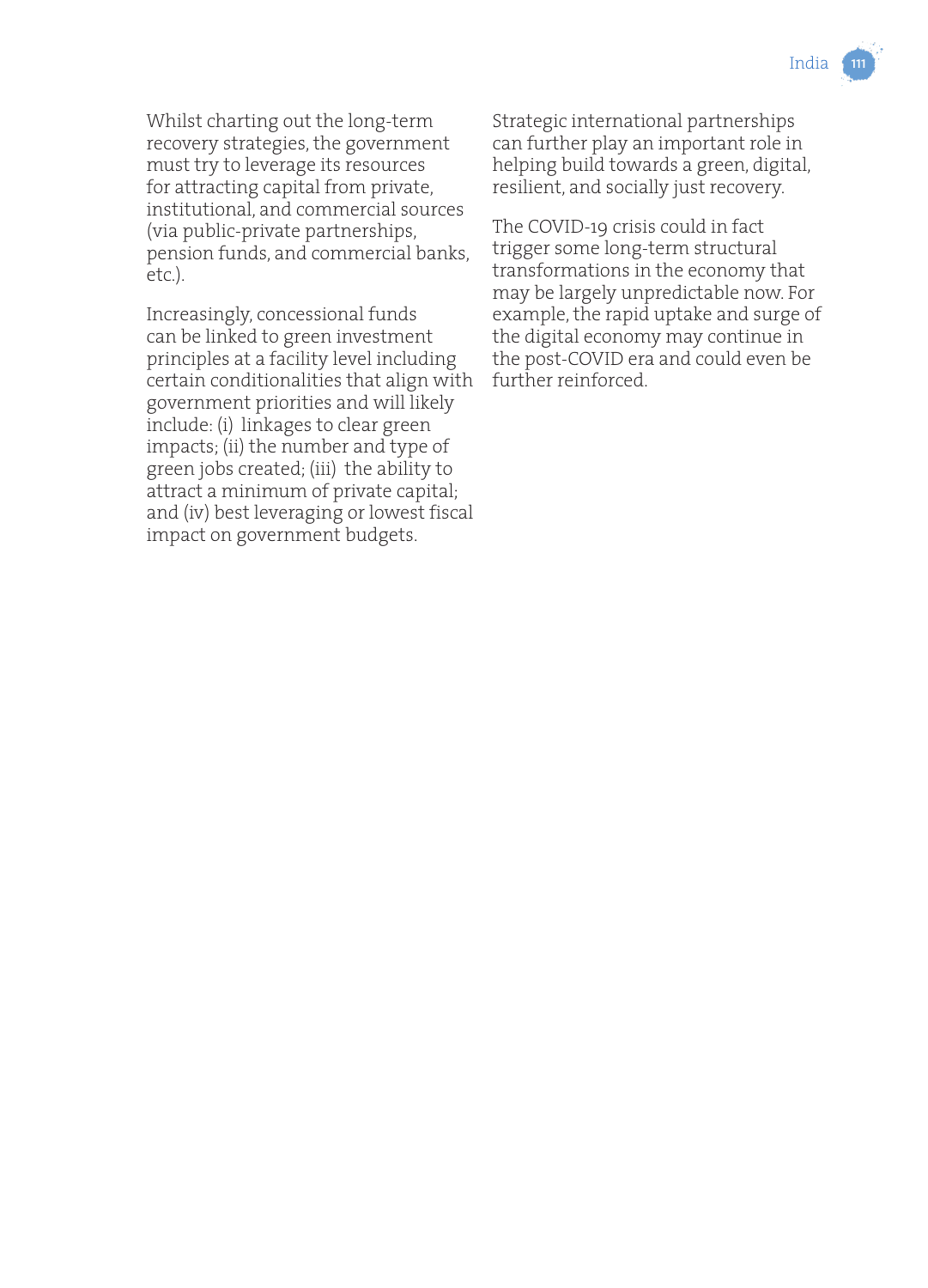Whilst charting out the long-term recovery strategies, the government must try to leverage its resources for attracting capital from private, institutional, and commercial sources (via public-private partnerships, pension funds, and commercial banks, etc.).

Increasingly, concessional funds can be linked to green investment principles at a facility level including certain conditionalities that align with government priorities and will likely include: (i) linkages to clear green impacts; (ii) the number and type of green jobs created; (iii) the ability to attract a minimum of private capital; and (iv) best leveraging or lowest fiscal impact on government budgets.

Strategic international partnerships can further play an important role in helping build towards a green, digital, resilient, and socially just recovery.

The COVID-19 crisis could in fact trigger some long-term structural transformations in the economy that may be largely unpredictable now. For example, the rapid uptake and surge of the digital economy may continue in the post-COVID era and could even be further reinforced.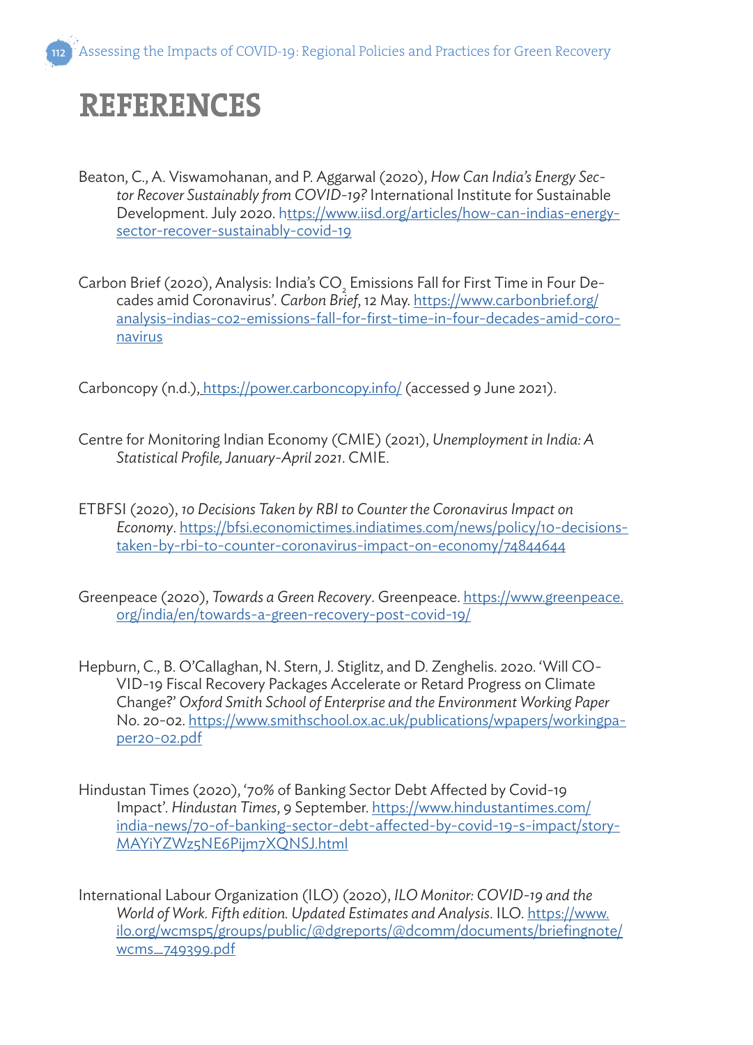# REFERENCES

Beaton, C., A. Viswamohanan, and P. Aggarwal (2020), *How Can India's Energy Sector Recover Sustainably from COVID-19?* International Institute for Sustainable Development. July 2020. https://www.iisd.org/articles/how-can-indias-energy-sector-recover-sustainably-covid-19

Carbon Brief (2020), Analysis: India's $CO_2$ Emissions Fall for First Time in Four Decades amid Coronavirus'. *Carbon Brief*, 12 May. https://www.carbonbrief.org/analysis-indias-co2-emissions-fall-for-first-time-in-four-decades-amid-coronavirus

Carboncopy (n.d.), https://power.carboncopy.info/ (accessed 9 June 2021).

Centre for Monitoring Indian Economy (CMIE) (2021), *Unemployment in India: A Statistical Profile, January-April 2021*. CMIE.

ETBFSI (2020), *10 Decisions Taken by RBI to Counter the Coronavirus Impact on Economy*. https://bfsi.economictimes.indiatimes.com/news/policy/10-decisions-taken-by-rbi-to-counter-coronavirus-impact-on-economy/74844644

Greenpeace (2020), *Towards a Green Recovery*. Greenpeace. https://www.greenpeace.org/india/en/towards-a-green-recovery-post-covid-19/

Hepburn, C., B. O'Callaghan, N. Stern, J. Stiglitz, and D. Zenghelis. 2020. 'Will COVID-19 Fiscal Recovery Packages Accelerate or Retard Progress on Climate Change?' *Oxford Smith School of Enterprise and the Environment Working Paper* No. 20-02. https://www.smithschool.ox.ac.uk/publications/wpapers/workingpaper20-02.pdf

Hindustan Times (2020), '70% of Banking Sector Debt Affected by Covid-19 Impact'. *Hindustan Times*, 9 September. https://www.hindustantimes.com/india-news/70-of-banking-sector-debt-affected-by-covid-19-s-impact/story-MAYiYZWz5NE6Pijm7XQNSJ.html

International Labour Organization (ILO) (2020), *ILO Monitor: COVID-19 and the World of Work. Fifth edition. Updated Estimates and Analysis*. ILO. https://www.ilo.org/wcmsp5/groups/public/@dgreports/@dcomm/documents/briefingnote/wcms_749399.pdf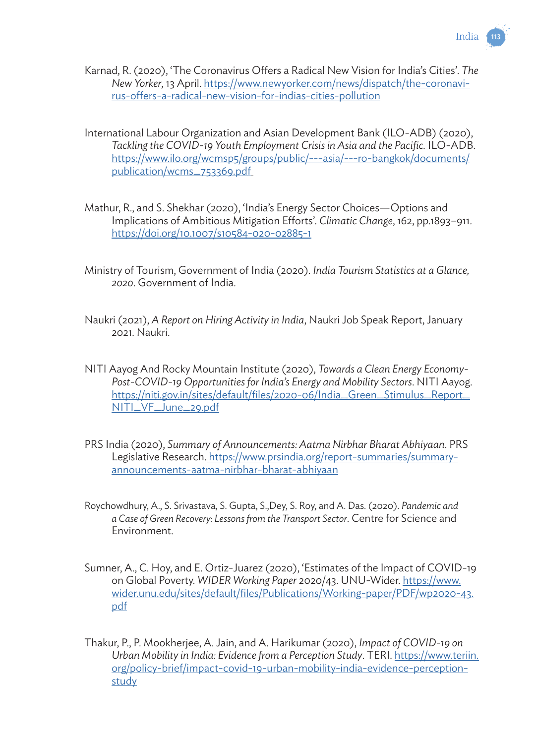Karnad, R. (2020), 'The Coronavirus Offers a Radical New Vision for India's Cities'. *The New Yorker*, 13 April. https://www.newyorker.com/news/dispatch/the-coronavirus-offers-a-radical-new-vision-for-indias-cities-pollution

International Labour Organization and Asian Development Bank (ILO-ADB) (2020), *Tackling the COVID-19 Youth Employment Crisis in Asia and the Pacific*. ILO-ADB. https://www.ilo.org/wcmsp5/groups/public/---asia/---ro-bangkok/documents/publication/wcms_753369.pdf

Mathur, R., and S. Shekhar (2020), 'India's Energy Sector Choices—Options and Implications of Ambitious Mitigation Efforts'. *Climatic Change*, 162, pp.1893–911. https://doi.org/10.1007/s10584-020-02885-1

Ministry of Tourism, Government of India (2020). *India Tourism Statistics at a Glance, 2020*. Government of India.

Naukri (2021), *A Report on Hiring Activity in India*, Naukri Job Speak Report, January 2021. Naukri.

NITI Aayog And Rocky Mountain Institute (2020), *Towards a Clean Energy Economy-Post-COVID-19 Opportunities for India's Energy and Mobility Sectors*. NITI Aayog. https://niti.gov.in/sites/default/files/2020-06/India_Green_Stimulus_Report_NITI_VF_June_29.pdf

PRS India (2020), *Summary of Announcements: Aatma Nirbhar Bharat Abhiyaan*. PRS Legislative Research. https://www.prsindia.org/report-summaries/summary-announcements-aatma-nirbhar-bharat-abhiyaan

Roychowdhury, A., S. Srivastava, S. Gupta, S.,Dey, S. Roy, and A. Das. (2020). *Pandemic and a Case of Green Recovery: Lessons from the Transport Sector*. Centre for Science and Environment.

Sumner, A., C. Hoy, and E. Ortiz-Juarez (2020), 'Estimates of the Impact of COVID-19 on Global Poverty. *WIDER Working Paper* 2020/43. UNU-Wider. https://www.wider.unu.edu/sites/default/files/Publications/Working-paper/PDF/wp2020-43.pdf

Thakur, P., P. Mookherjee, A. Jain, and A. Harikumar (2020), *Impact of COVID-19 on Urban Mobility in India: Evidence from a Perception Study*. TERI. https://www.teriin.org/policy-brief/impact-covid-19-urban-mobility-india-evidence-perception-study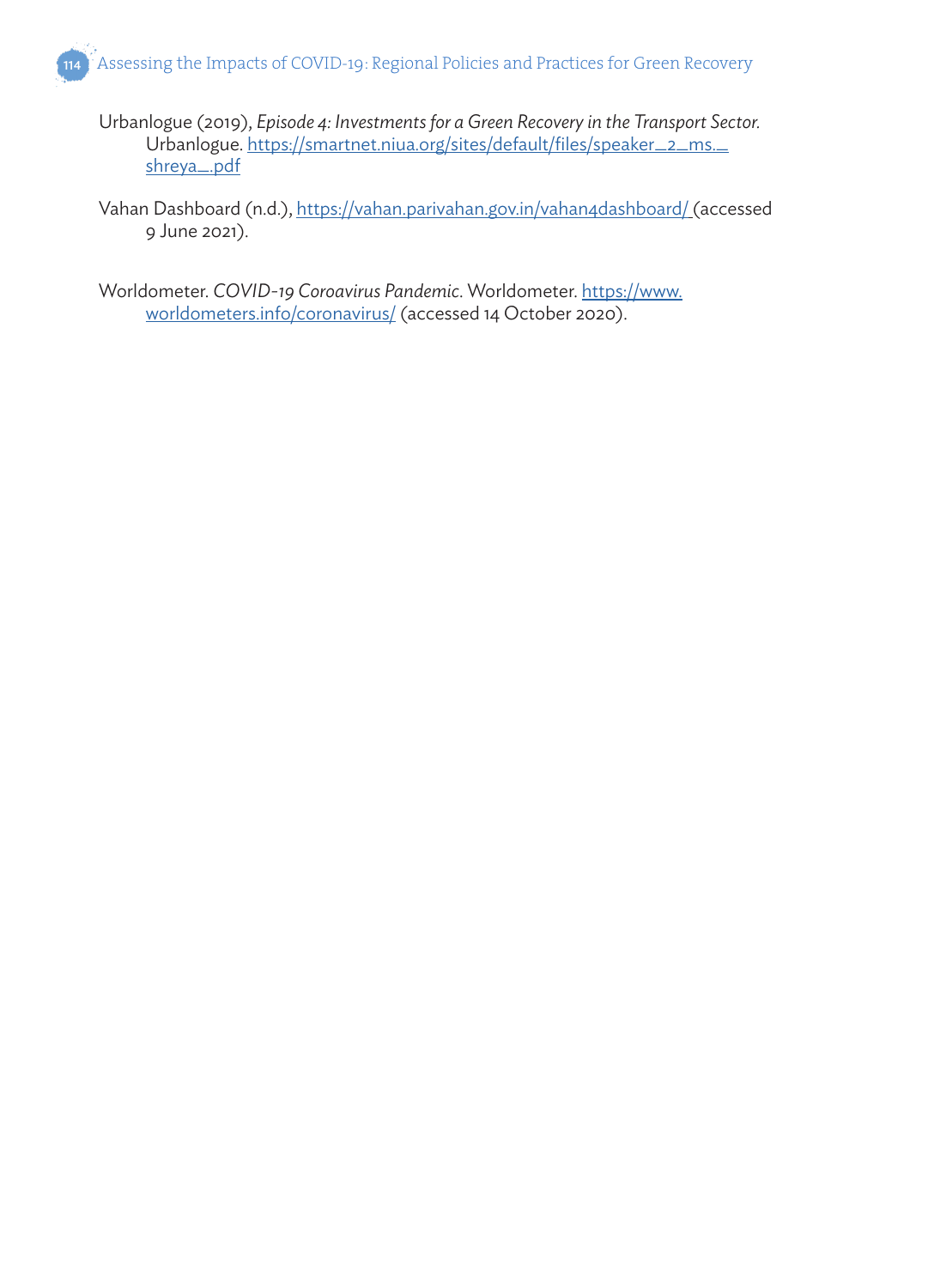Urbanlogue (2019), *Episode 4: Investments for a Green Recovery in the Transport Sector.* Urbanlogue. https://smartnet.niua.org/sites/default/files/speaker_2_ms._shreya_.pdf

Vahan Dashboard (n.d.), https://vahan.parivahan.gov.in/vahan4dashboard/ (accessed 9 June 2021).

Worldometer. *COVID-19 Coroavirus Pandemic*. Worldometer. https://www.worldometers.info/coronavirus/ (accessed 14 October 2020).